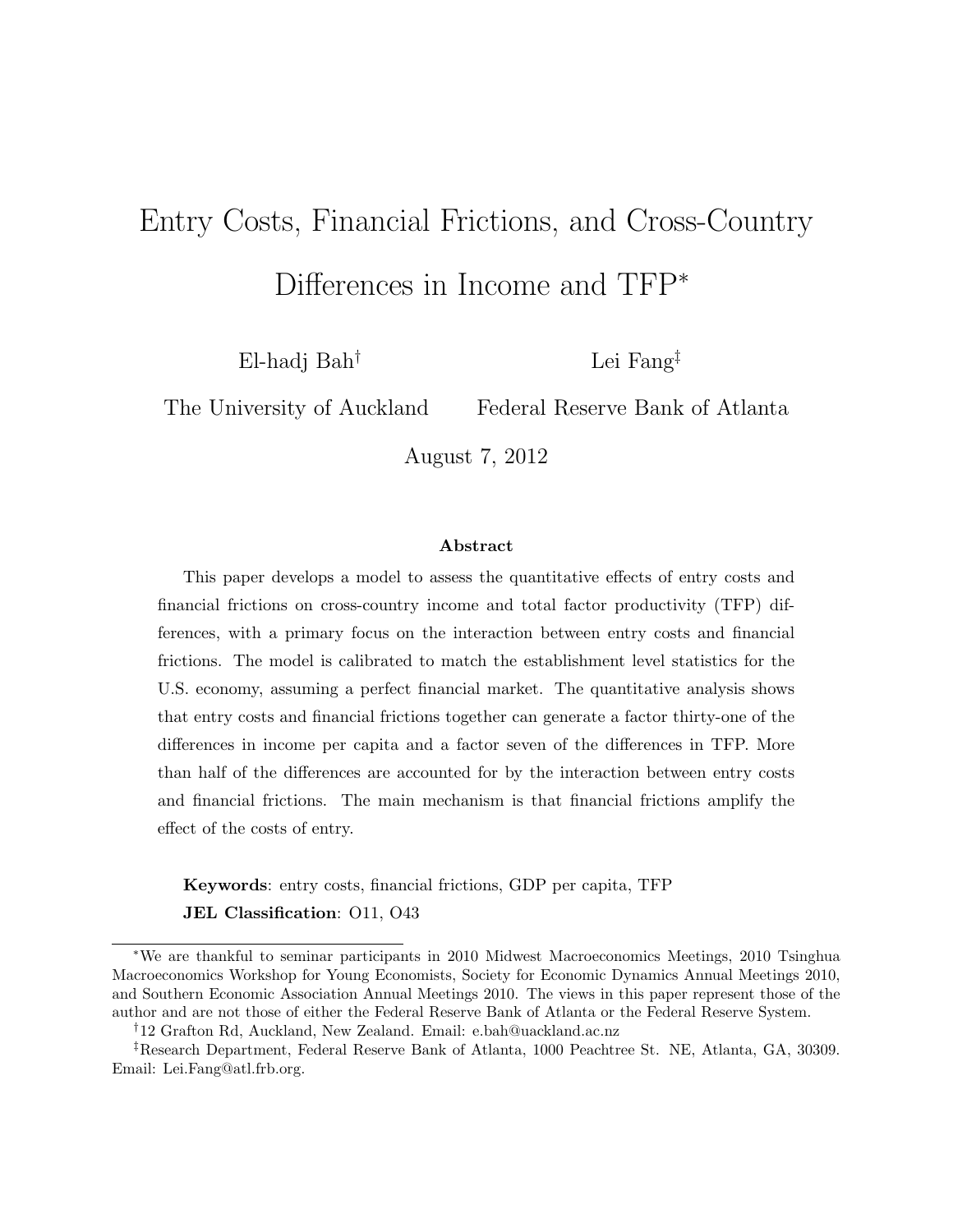# Entry Costs, Financial Frictions, and Cross-Country Differences in Income and TFP*

El-hadj Bah[†]  
The University of Auckland

Lei Fang[‡]  
Federal Reserve Bank of Atlanta

August 7, 2012

## Abstract

This paper develops a model to assess the quantitative effects of entry costs and financial frictions on cross-country income and total factor productivity (TFP) differences, with a primary focus on the interaction between entry costs and financial frictions. The model is calibrated to match the establishment level statistics for the U.S. economy, assuming a perfect financial market. The quantitative analysis shows that entry costs and financial frictions together can generate a factor thirty-one of the differences in income per capita and a factor seven of the differences in TFP. More than half of the differences are accounted for by the interaction between entry costs and financial frictions. The main mechanism is that financial frictions amplify the effect of the costs of entry.

**Keywords**: entry costs, financial frictions, GDP per capita, TFP  
**JEL Classification**: O11, O43

---

*We are thankful to seminar participants in 2010 Midwest Macroeconomics Meetings, 2010 Tsinghua Macroeconomics Workshop for Young Economists, Society for Economic Dynamics Annual Meetings 2010, and Southern Economic Association Annual Meetings 2010. The views in this paper represent those of the author and are not those of either the Federal Reserve Bank of Atlanta or the Federal Reserve System.

[†]12 Grafton Rd, Auckland, New Zealand. Email: e.bah@uackland.ac.nz

[‡]Research Department, Federal Reserve Bank of Atlanta, 1000 Peachtree St. NE, Atlanta, GA, 30309. Email: Lei.Fang@atl.frb.org.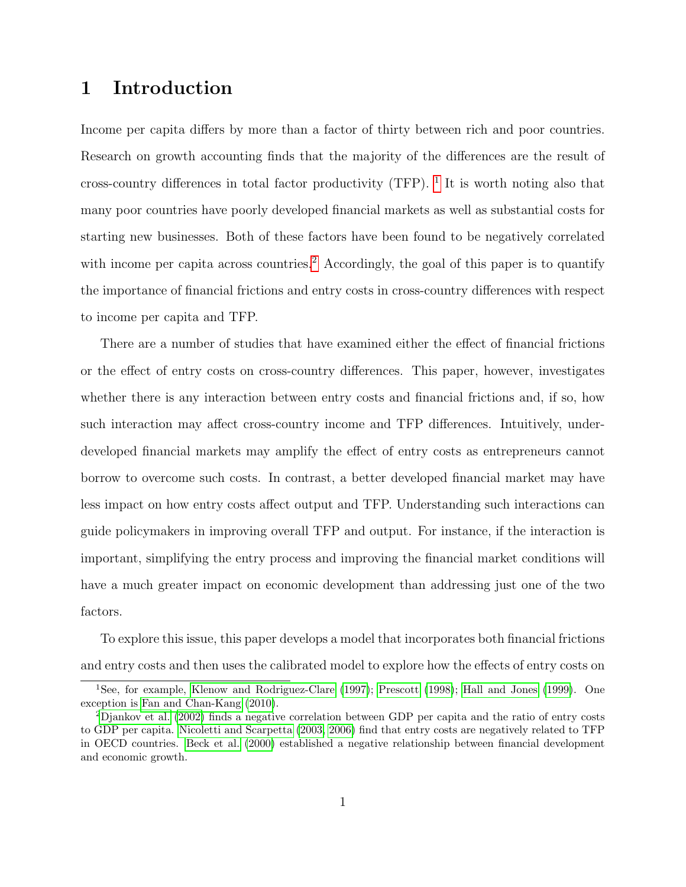# 1 Introduction

Income per capita differs by more than a factor of thirty between rich and poor countries. Research on growth accounting finds that the majority of the differences are the result of cross-country differences in total factor productivity (TFP). [1] It is worth noting also that many poor countries have poorly developed financial markets as well as substantial costs for starting new businesses. Both of these factors have been found to be negatively correlated with income per capita across countries.[2] Accordingly, the goal of this paper is to quantify the importance of financial frictions and entry costs in cross-country differences with respect to income per capita and TFP.

There are a number of studies that have examined either the effect of financial frictions or the effect of entry costs on cross-country differences. This paper, however, investigates whether there is any interaction between entry costs and financial frictions and, if so, how such interaction may affect cross-country income and TFP differences. Intuitively, underdeveloped financial markets may amplify the effect of entry costs as entrepreneurs cannot borrow to overcome such costs. In contrast, a better developed financial market may have less impact on how entry costs affect output and TFP. Understanding such interactions can guide policymakers in improving overall TFP and output. For instance, if the interaction is important, simplifying the entry process and improving the financial market conditions will have a much greater impact on economic development than addressing just one of the two factors.

To explore this issue, this paper develops a model that incorporates both financial frictions and entry costs and then uses the calibrated model to explore how the effects of entry costs on

[1] See, for example, Klenow and Rodriguez-Clare (1997); Prescott (1998); Hall and Jones (1999). One exception is Fan and Chan-Kang (2010).

[2] Djankov et al. (2002) finds a negative correlation between GDP per capita and the ratio of entry costs to GDP per capita. Nicoletti and Scarpetta (2003, 2006) find that entry costs are negatively related to TFP in OECD countries. Beck et al. (2000) established a negative relationship between financial development and economic growth.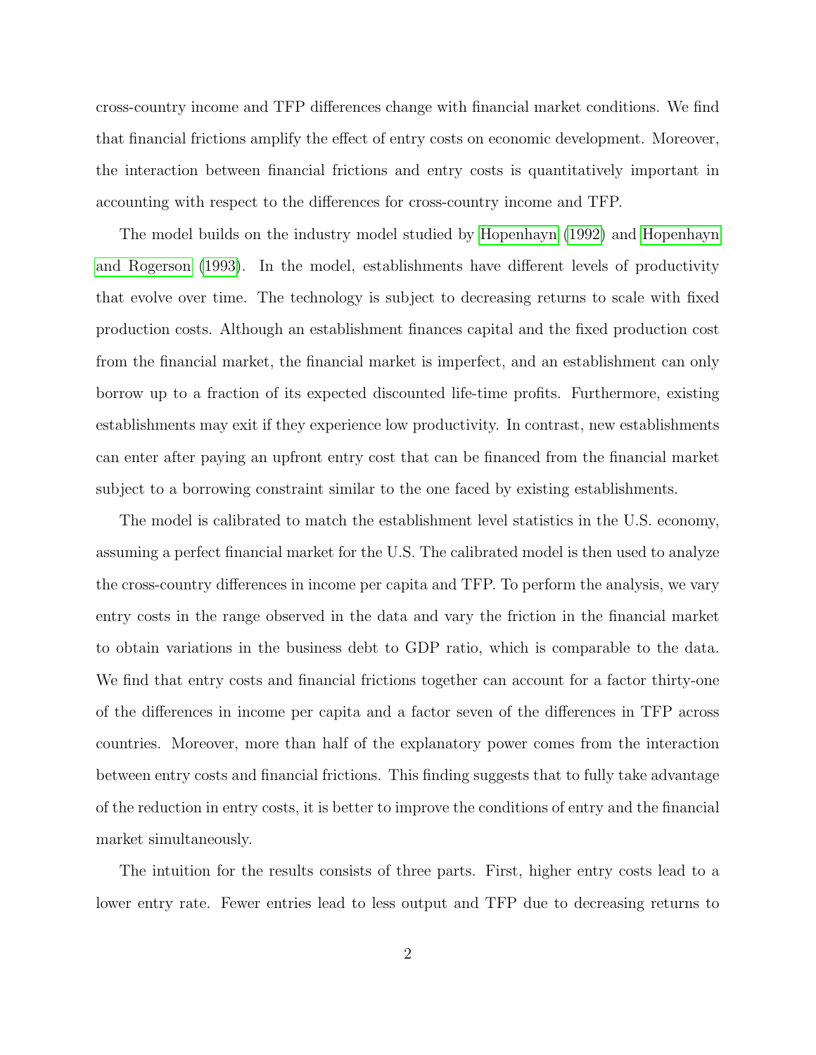cross-country income and TFP differences change with financial market conditions. We find that financial frictions amplify the effect of entry costs on economic development. Moreover, the interaction between financial frictions and entry costs is quantitatively important in accounting with respect to the differences for cross-country income and TFP.

The model builds on the industry model studied by Hopenhayn (1992) and Hopenhayn and Rogerson (1993). In the model, establishments have different levels of productivity that evolve over time. The technology is subject to decreasing returns to scale with fixed production costs. Although an establishment finances capital and the fixed production cost from the financial market, the financial market is imperfect, and an establishment can only borrow up to a fraction of its expected discounted life-time profits. Furthermore, existing establishments may exit if they experience low productivity. In contrast, new establishments can enter after paying an upfront entry cost that can be financed from the financial market subject to a borrowing constraint similar to the one faced by existing establishments.

The model is calibrated to match the establishment level statistics in the U.S. economy, assuming a perfect financial market for the U.S. The calibrated model is then used to analyze the cross-country differences in income per capita and TFP. To perform the analysis, we vary entry costs in the range observed in the data and vary the friction in the financial market to obtain variations in the business debt to GDP ratio, which is comparable to the data. We find that entry costs and financial frictions together can account for a factor thirty-one of the differences in income per capita and a factor seven of the differences in TFP across countries. Moreover, more than half of the explanatory power comes from the interaction between entry costs and financial frictions. This finding suggests that to fully take advantage of the reduction in entry costs, it is better to improve the conditions of entry and the financial market simultaneously.

The intuition for the results consists of three parts. First, higher entry costs lead to a lower entry rate. Fewer entries lead to less output and TFP due to decreasing returns to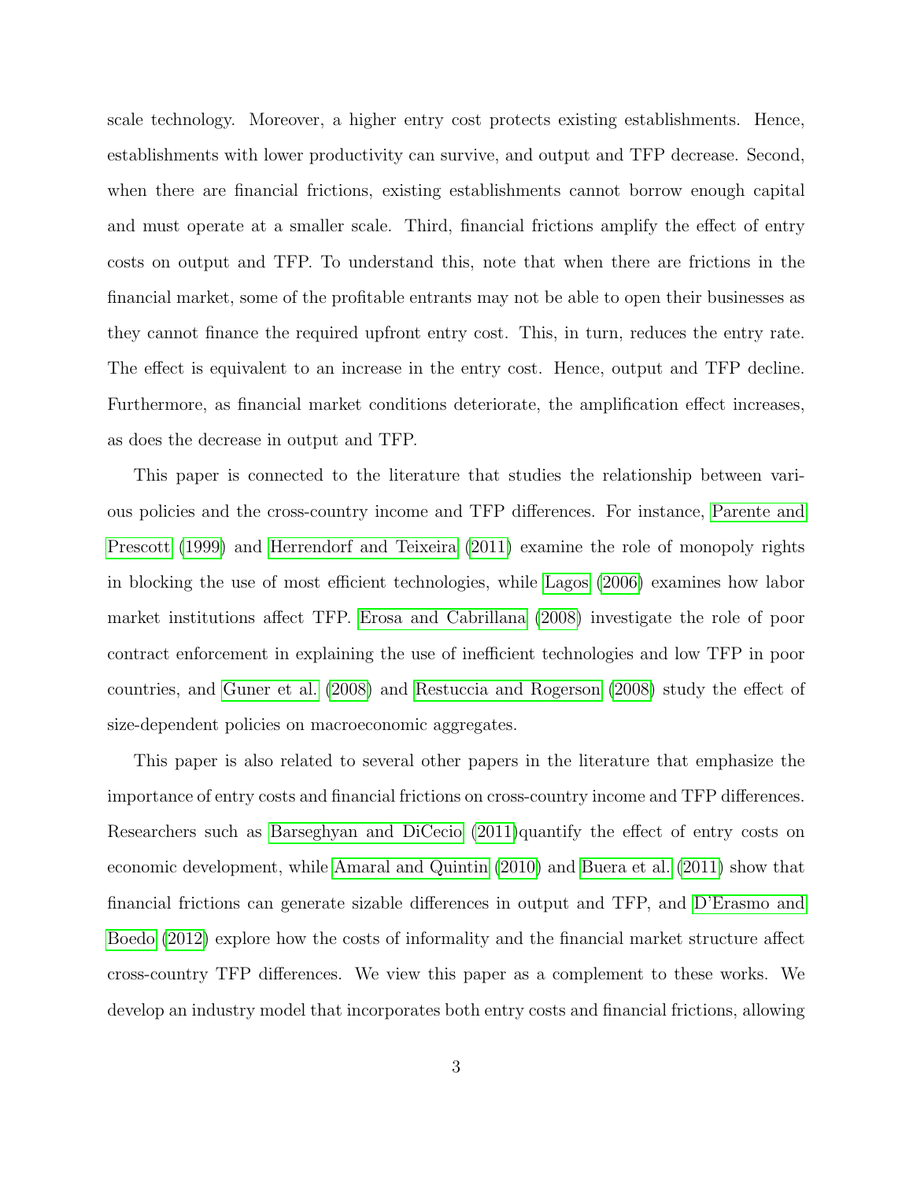scale technology. Moreover, a higher entry cost protects existing establishments. Hence, establishments with lower productivity can survive, and output and TFP decrease. Second, when there are financial frictions, existing establishments cannot borrow enough capital and must operate at a smaller scale. Third, financial frictions amplify the effect of entry costs on output and TFP. To understand this, note that when there are frictions in the financial market, some of the profitable entrants may not be able to open their businesses as they cannot finance the required upfront entry cost. This, in turn, reduces the entry rate. The effect is equivalent to an increase in the entry cost. Hence, output and TFP decline. Furthermore, as financial market conditions deteriorate, the amplification effect increases, as does the decrease in output and TFP.

This paper is connected to the literature that studies the relationship between various policies and the cross-country income and TFP differences. For instance, Parente and Prescott (1999) and Herrendorf and Teixeira (2011) examine the role of monopoly rights in blocking the use of most efficient technologies, while Lagos (2006) examines how labor market institutions affect TFP. Erosa and Cabrillana (2008) investigate the role of poor contract enforcement in explaining the use of inefficient technologies and low TFP in poor countries, and Guner et al. (2008) and Restuccia and Rogerson (2008) study the effect of size-dependent policies on macroeconomic aggregates.

This paper is also related to several other papers in the literature that emphasize the importance of entry costs and financial frictions on cross-country income and TFP differences. Researchers such as Barseghyan and DiCecio (2011)quantify the effect of entry costs on economic development, while Amaral and Quintin (2010) and Buera et al. (2011) show that financial frictions can generate sizable differences in output and TFP, and D'Erasmo and Boedo (2012) explore how the costs of informality and the financial market structure affect cross-country TFP differences. We view this paper as a complement to these works. We develop an industry model that incorporates both entry costs and financial frictions, allowing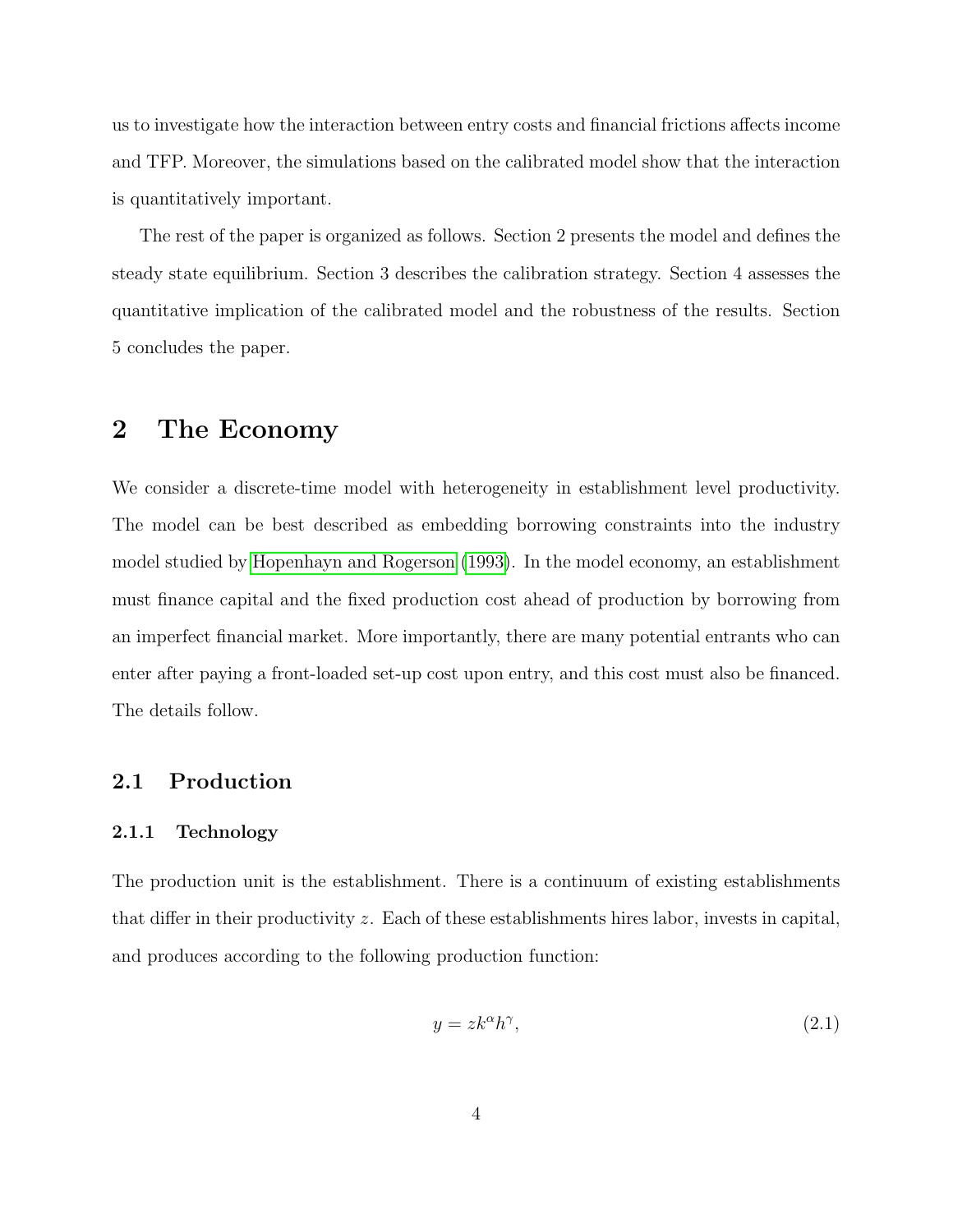us to investigate how the interaction between entry costs and financial frictions affects income and TFP. Moreover, the simulations based on the calibrated model show that the interaction is quantitatively important.

The rest of the paper is organized as follows. Section 2 presents the model and defines the steady state equilibrium. Section 3 describes the calibration strategy. Section 4 assesses the quantitative implication of the calibrated model and the robustness of the results. Section 5 concludes the paper.

# 2 The Economy

We consider a discrete-time model with heterogeneity in establishment level productivity. The model can be best described as embedding borrowing constraints into the industry model studied by Hopenhayn and Rogerson (1993). In the model economy, an establishment must finance capital and the fixed production cost ahead of production by borrowing from an imperfect financial market. More importantly, there are many potential entrants who can enter after paying a front-loaded set-up cost upon entry, and this cost must also be financed. The details follow.

## 2.1 Production

### 2.1.1 Technology

The production unit is the establishment. There is a continuum of existing establishments that differ in their productivity $z$. Each of these establishments hires labor, invests in capital, and produces according to the following production function:

$$y = zk^{\alpha}h^{\gamma}, \tag{2.1}$$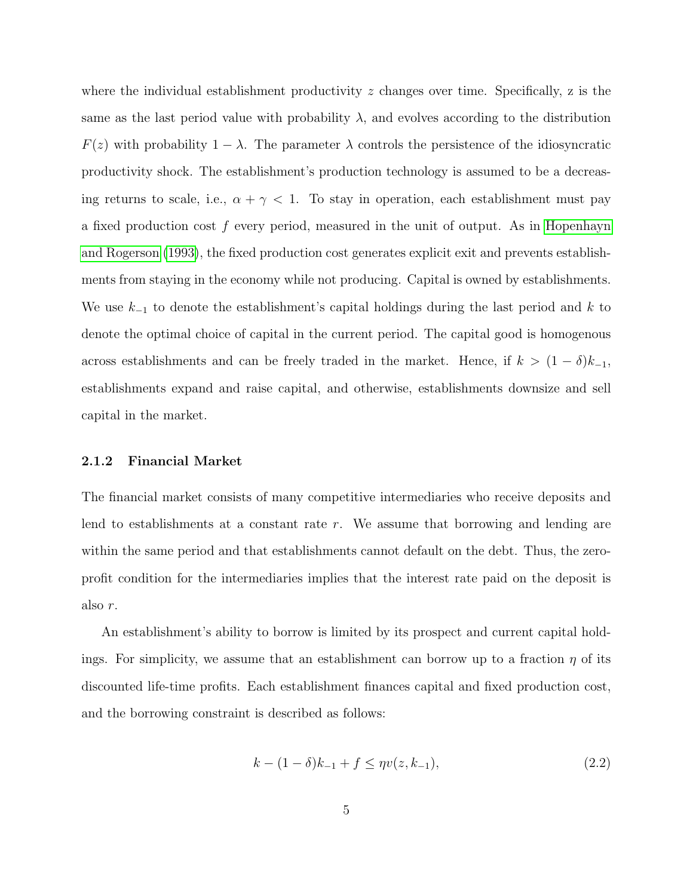where the individual establishment productivity $z$ changes over time. Specifically, z is the same as the last period value with probability $\lambda$, and evolves according to the distribution $F(z)$ with probability $1 - \lambda$. The parameter $\lambda$ controls the persistence of the idiosyncratic productivity shock. The establishment's production technology is assumed to be a decreasing returns to scale, i.e., $\alpha + \gamma < 1$. To stay in operation, each establishment must pay a fixed production cost $f$ every period, measured in the unit of output. As in Hopenhayn and Rogerson (1993), the fixed production cost generates explicit exit and prevents establishments from staying in the economy while not producing. Capital is owned by establishments. We use $k_{-1}$ to denote the establishment's capital holdings during the last period and $k$ to denote the optimal choice of capital in the current period. The capital good is homogenous across establishments and can be freely traded in the market. Hence, if $k > (1-\delta)k_{-1}$, establishments expand and raise capital, and otherwise, establishments downsize and sell capital in the market.

#### 2.1.2 Financial Market

The financial market consists of many competitive intermediaries who receive deposits and lend to establishments at a constant rate $r$. We assume that borrowing and lending are within the same period and that establishments cannot default on the debt. Thus, the zero-profit condition for the intermediaries implies that the interest rate paid on the deposit is also $r$.

An establishment's ability to borrow is limited by its prospect and current capital holdings. For simplicity, we assume that an establishment can borrow up to a fraction $\eta$ of its discounted life-time profits. Each establishment finances capital and fixed production cost, and the borrowing constraint is described as follows:

$$k - (1-\delta)k_{-1} + f \leq \eta v(z, k_{-1}), \tag{2.2}$$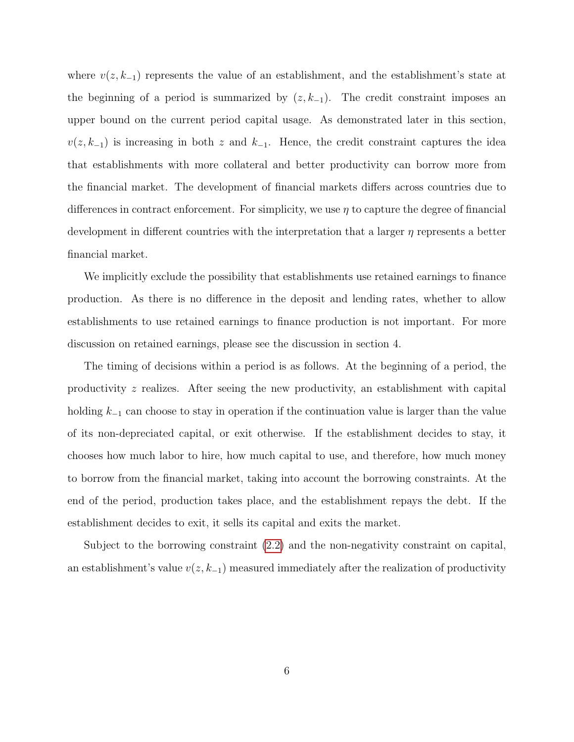where $v(z, k_{-1})$ represents the value of an establishment, and the establishment's state at the beginning of a period is summarized by $(z, k_{-1})$. The credit constraint imposes an upper bound on the current period capital usage. As demonstrated later in this section, $v(z, k_{-1})$ is increasing in both $z$ and $k_{-1}$. Hence, the credit constraint captures the idea that establishments with more collateral and better productivity can borrow more from the financial market. The development of financial markets differs across countries due to differences in contract enforcement. For simplicity, we use $\eta$ to capture the degree of financial development in different countries with the interpretation that a larger $\eta$ represents a better financial market.

We implicitly exclude the possibility that establishments use retained earnings to finance production. As there is no difference in the deposit and lending rates, whether to allow establishments to use retained earnings to finance production is not important. For more discussion on retained earnings, please see the discussion in section 4.

The timing of decisions within a period is as follows. At the beginning of a period, the productivity $z$ realizes. After seeing the new productivity, an establishment with capital holding $k_{-1}$ can choose to stay in operation if the continuation value is larger than the value of its non-depreciated capital, or exit otherwise. If the establishment decides to stay, it chooses how much labor to hire, how much capital to use, and therefore, how much money to borrow from the financial market, taking into account the borrowing constraints. At the end of the period, production takes place, and the establishment repays the debt. If the establishment decides to exit, it sells its capital and exits the market.

Subject to the borrowing constraint (2.2) and the non-negativity constraint on capital, an establishment's value $v(z, k_{-1})$ measured immediately after the realization of productivity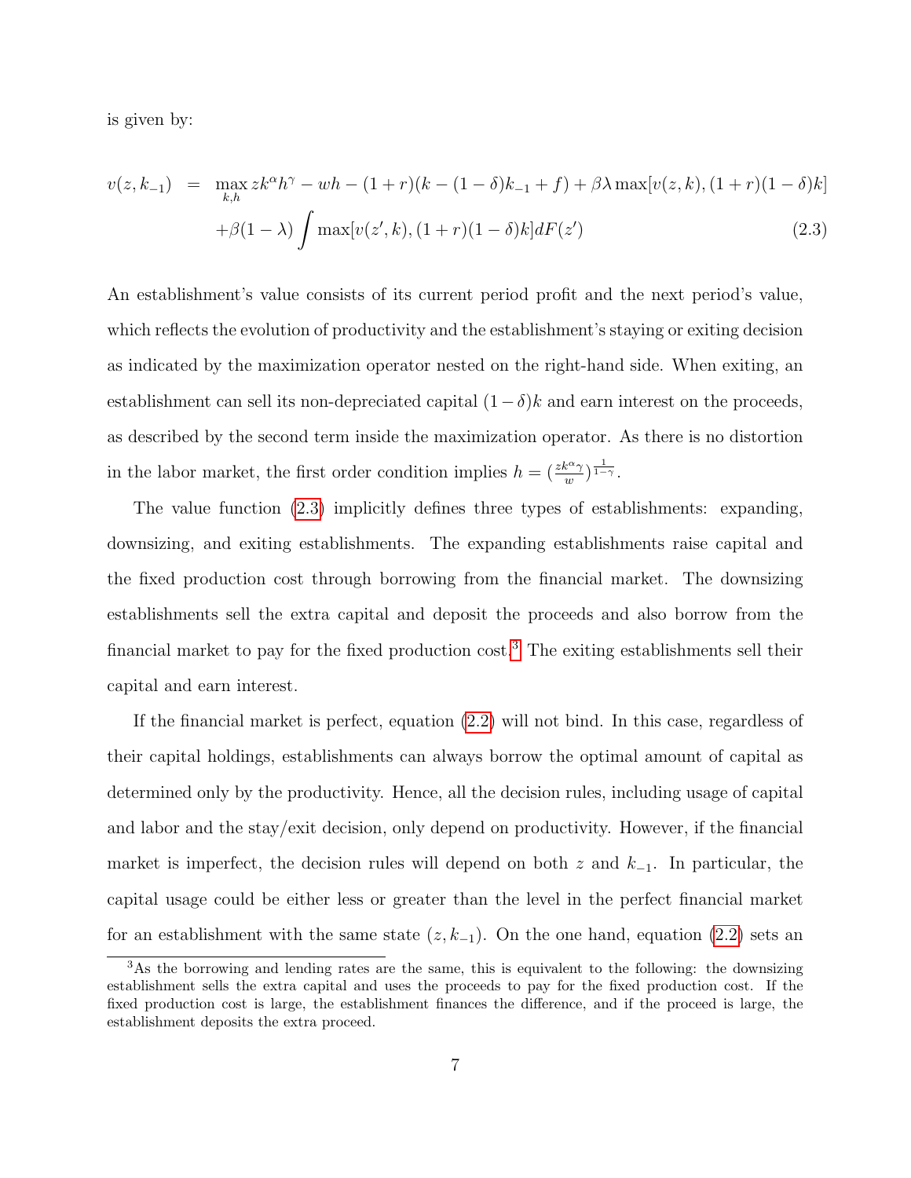is given by:

$$
\begin{aligned}
v(z,k_{-1}) \;=\; & \max_{k,h} zk^{\alpha}h^{\gamma} - wh - (1+r)(k-(1-\delta)k_{-1}+f) + \beta\lambda \max[v(z,k),(1+r)(1-\delta)k] \\
& + \beta(1-\lambda)\int \max[v(z',k),(1+r)(1-\delta)k]dF(z') \qquad (2.3)
\end{aligned}
$$

An establishment's value consists of its current period profit and the next period's value, which reflects the evolution of productivity and the establishment's staying or exiting decision as indicated by the maximization operator nested on the right-hand side. When exiting, an establishment can sell its non-depreciated capital $(1-\delta)k$ and earn interest on the proceeds, as described by the second term inside the maximization operator. As there is no distortion in the labor market, the first order condition implies $h = (\frac{zk^{\alpha}\gamma}{w})^{\frac{1}{1-\gamma}}$.

The value function (2.3) implicitly defines three types of establishments: expanding, downsizing, and exiting establishments. The expanding establishments raise capital and the fixed production cost through borrowing from the financial market. The downsizing establishments sell the extra capital and deposit the proceeds and also borrow from the financial market to pay for the fixed production cost.[3] The exiting establishments sell their capital and earn interest.

If the financial market is perfect, equation (2.2) will not bind. In this case, regardless of their capital holdings, establishments can always borrow the optimal amount of capital as determined only by the productivity. Hence, all the decision rules, including usage of capital and labor and the stay/exit decision, only depend on productivity. However, if the financial market is imperfect, the decision rules will depend on both $z$ and $k_{-1}$. In particular, the capital usage could be either less or greater than the level in the perfect financial market for an establishment with the same state $(z, k_{-1})$. On the one hand, equation (2.2) sets an

[3] As the borrowing and lending rates are the same, this is equivalent to the following: the downsizing establishment sells the extra capital and uses the proceeds to pay for the fixed production cost. If the fixed production cost is large, the establishment finances the difference, and if the proceed is large, the establishment deposits the extra proceed.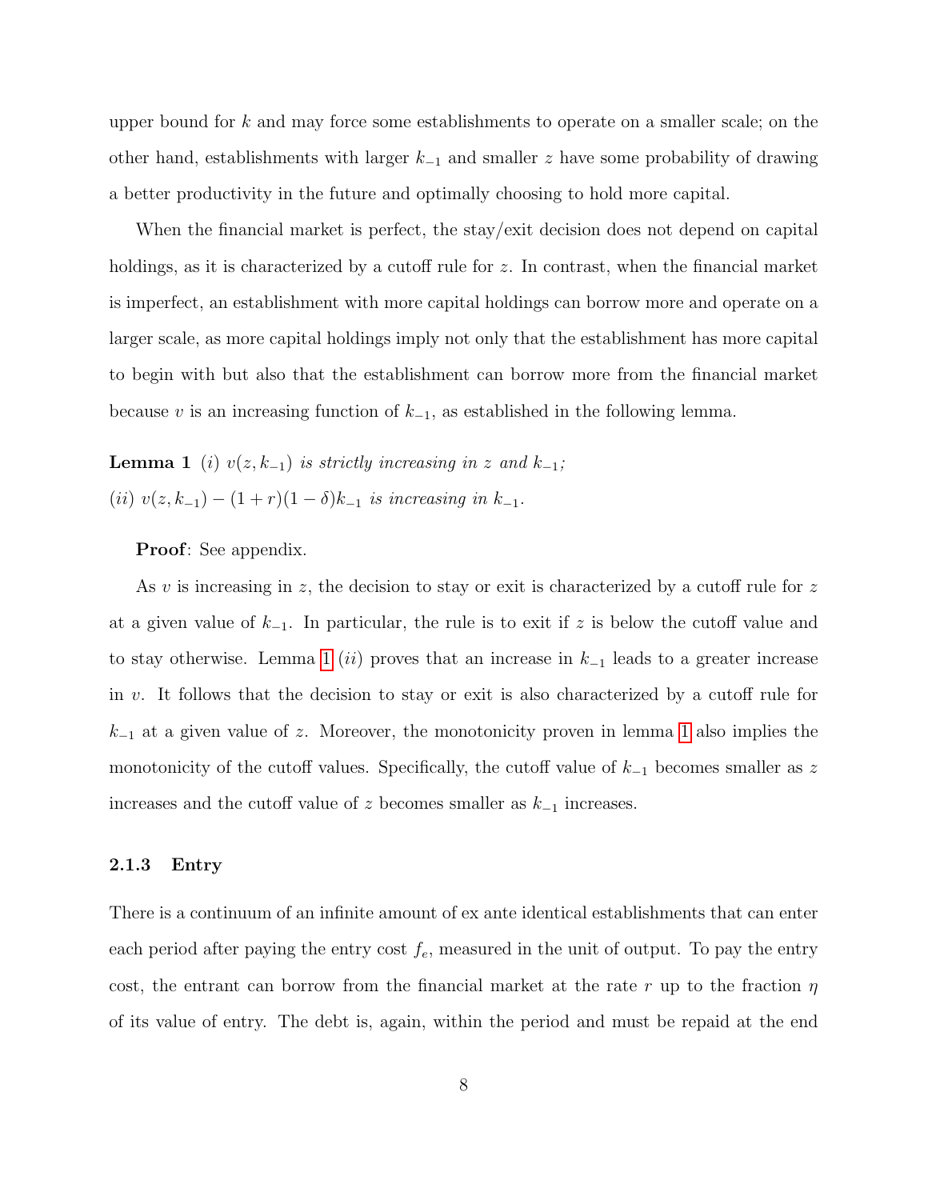upper bound for $k$ and may force some establishments to operate on a smaller scale; on the other hand, establishments with larger $k_{-1}$ and smaller $z$ have some probability of drawing a better productivity in the future and optimally choosing to hold more capital.

When the financial market is perfect, the stay/exit decision does not depend on capital holdings, as it is characterized by a cutoff rule for $z$. In contrast, when the financial market is imperfect, an establishment with more capital holdings can borrow more and operate on a larger scale, as more capital holdings imply not only that the establishment has more capital to begin with but also that the establishment can borrow more from the financial market because $v$ is an increasing function of $k_{-1}$, as established in the following lemma.

**Lemma 1** *(i)* $v(z, k_{-1})$ *is strictly increasing in* $z$ *and* $k_{-1}$*;*
*(ii)* $v(z, k_{-1}) - (1 + r)(1 - \delta)k_{-1}$ *is increasing in* $k_{-1}$*.*

**Proof**: See appendix.

As $v$ is increasing in $z$, the decision to stay or exit is characterized by a cutoff rule for $z$ at a given value of $k_{-1}$. In particular, the rule is to exit if $z$ is below the cutoff value and to stay otherwise. Lemma 1 *(ii)* proves that an increase in $k_{-1}$ leads to a greater increase in $v$. It follows that the decision to stay or exit is also characterized by a cutoff rule for $k_{-1}$ at a given value of $z$. Moreover, the monotonicity proven in lemma 1 also implies the monotonicity of the cutoff values. Specifically, the cutoff value of $k_{-1}$ becomes smaller as $z$ increases and the cutoff value of $z$ becomes smaller as $k_{-1}$ increases.

### 2.1.3 Entry

There is a continuum of an infinite amount of ex ante identical establishments that can enter each period after paying the entry cost $f_e$, measured in the unit of output. To pay the entry cost, the entrant can borrow from the financial market at the rate $r$ up to the fraction $\eta$ of its value of entry. The debt is, again, within the period and must be repaid at the end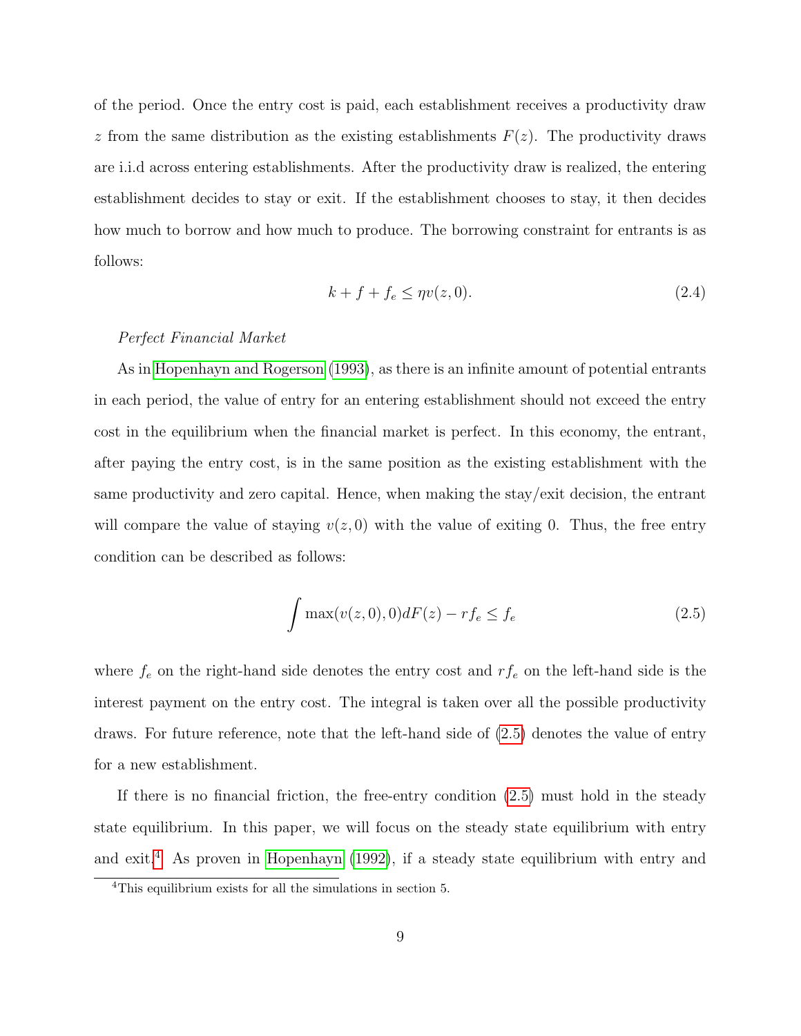of the period. Once the entry cost is paid, each establishment receives a productivity draw $z$ from the same distribution as the existing establishments $F(z)$. The productivity draws are i.i.d across entering establishments. After the productivity draw is realized, the entering establishment decides to stay or exit. If the establishment chooses to stay, it then decides how much to borrow and how much to produce. The borrowing constraint for entrants is as follows:

$$k + f + f_e \leq \eta v(z, 0). \tag{2.4}$$

*Perfect Financial Market*

As in Hopenhayn and Rogerson (1993), as there is an infinite amount of potential entrants in each period, the value of entry for an entering establishment should not exceed the entry cost in the equilibrium when the financial market is perfect. In this economy, the entrant, after paying the entry cost, is in the same position as the existing establishment with the same productivity and zero capital. Hence, when making the stay/exit decision, the entrant will compare the value of staying $v(z, 0)$ with the value of exiting 0. Thus, the free entry condition can be described as follows:

$$\int \max(v(z, 0), 0) dF(z) - rf_e \leq f_e \tag{2.5}$$

where $f_e$ on the right-hand side denotes the entry cost and $rf_e$ on the left-hand side is the interest payment on the entry cost. The integral is taken over all the possible productivity draws. For future reference, note that the left-hand side of (2.5) denotes the value of entry for a new establishment.

If there is no financial friction, the free-entry condition (2.5) must hold in the steady state equilibrium. In this paper, we will focus on the steady state equilibrium with entry and exit.[4] As proven in Hopenhayn (1992), if a steady state equilibrium with entry and

[4]This equilibrium exists for all the simulations in section 5.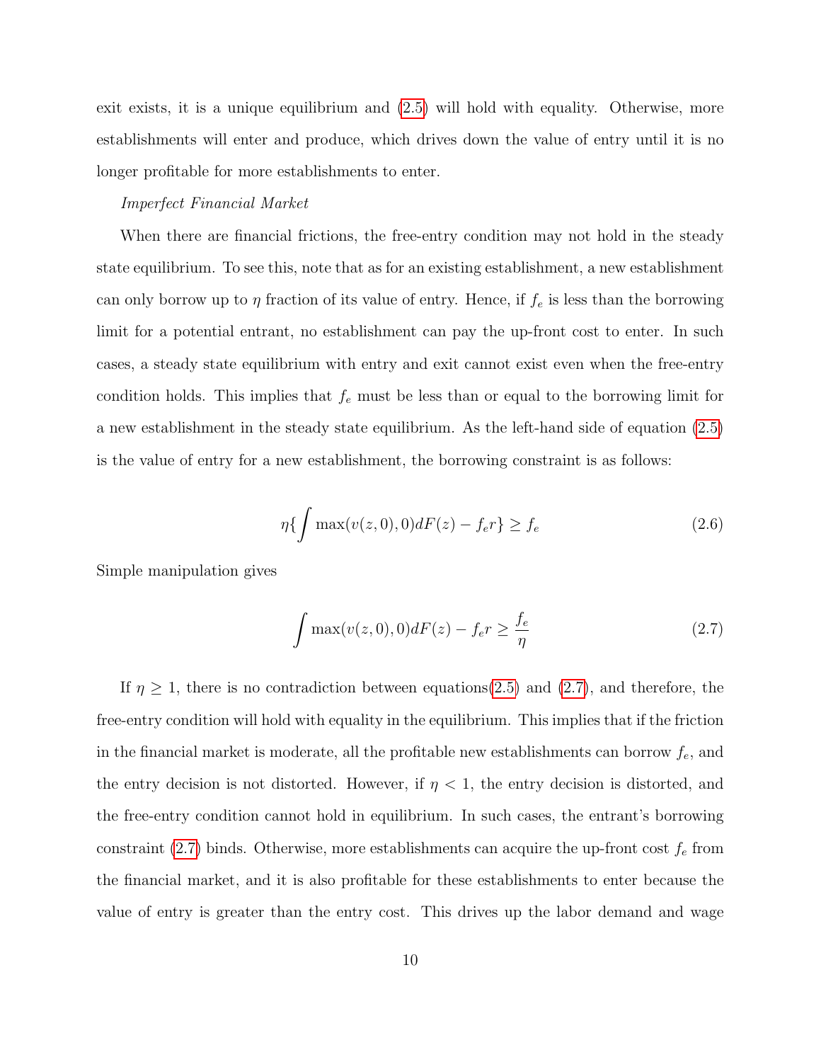exit exists, it is a unique equilibrium and (2.5) will hold with equality. Otherwise, more establishments will enter and produce, which drives down the value of entry until it is no longer profitable for more establishments to enter.

*Imperfect Financial Market*

When there are financial frictions, the free-entry condition may not hold in the steady state equilibrium. To see this, note that as for an existing establishment, a new establishment can only borrow up to $\eta$ fraction of its value of entry. Hence, if $f_e$ is less than the borrowing limit for a potential entrant, no establishment can pay the up-front cost to enter. In such cases, a steady state equilibrium with entry and exit cannot exist even when the free-entry condition holds. This implies that $f_e$ must be less than or equal to the borrowing limit for a new establishment in the steady state equilibrium. As the left-hand side of equation (2.5) is the value of entry for a new establishment, the borrowing constraint is as follows:

$$\eta\{\int \max(v(z,0),0)dF(z) - f_e r\} \geq f_e \tag{2.6}$$

Simple manipulation gives

$$\int \max(v(z,0),0)dF(z) - f_e r \geq \frac{f_e}{\eta} \tag{2.7}$$

If $\eta \geq 1$, there is no contradiction between equations(2.5) and (2.7), and therefore, the free-entry condition will hold with equality in the equilibrium. This implies that if the friction in the financial market is moderate, all the profitable new establishments can borrow $f_e$, and the entry decision is not distorted. However, if $\eta < 1$, the entry decision is distorted, and the free-entry condition cannot hold in equilibrium. In such cases, the entrant's borrowing constraint (2.7) binds. Otherwise, more establishments can acquire the up-front cost $f_e$ from the financial market, and it is also profitable for these establishments to enter because the value of entry is greater than the entry cost. This drives up the labor demand and wage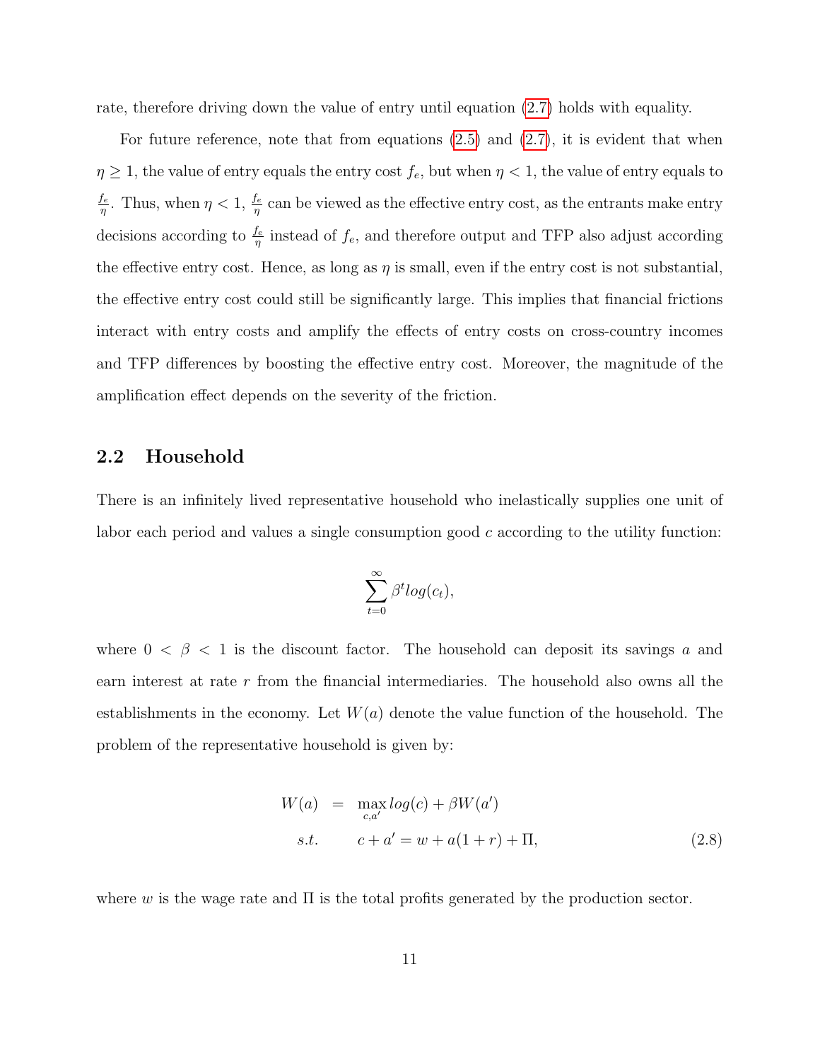rate, therefore driving down the value of entry until equation (2.7) holds with equality.

For future reference, note that from equations (2.5) and (2.7), it is evident that when $\eta \geq 1$, the value of entry equals the entry cost $f_e$, but when $\eta < 1$, the value of entry equals to $\frac{f_e}{\eta}$. Thus, when $\eta < 1$, $\frac{f_e}{\eta}$ can be viewed as the effective entry cost, as the entrants make entry decisions according to $\frac{f_e}{\eta}$ instead of $f_e$, and therefore output and TFP also adjust according the effective entry cost. Hence, as long as $\eta$ is small, even if the entry cost is not substantial, the effective entry cost could still be significantly large. This implies that financial frictions interact with entry costs and amplify the effects of entry costs on cross-country incomes and TFP differences by boosting the effective entry cost. Moreover, the magnitude of the amplification effect depends on the severity of the friction.

## 2.2 Household

There is an infinitely lived representative household who inelastically supplies one unit of labor each period and values a single consumption good $c$ according to the utility function:

$$\sum_{t=0}^{\infty} \beta^t log(c_t),$$

where $0 < \beta < 1$ is the discount factor. The household can deposit its savings $a$ and earn interest at rate $r$ from the financial intermediaries. The household also owns all the establishments in the economy. Let $W(a)$ denote the value function of the household. The problem of the representative household is given by:

$$\begin{aligned} W(a) &= \max_{c,a'} log(c) + \beta W(a') \\ s.t. \quad & c + a' = w + a(1+r) + \Pi, \end{aligned} \tag{2.8}$$

where $w$ is the wage rate and $\Pi$ is the total profits generated by the production sector.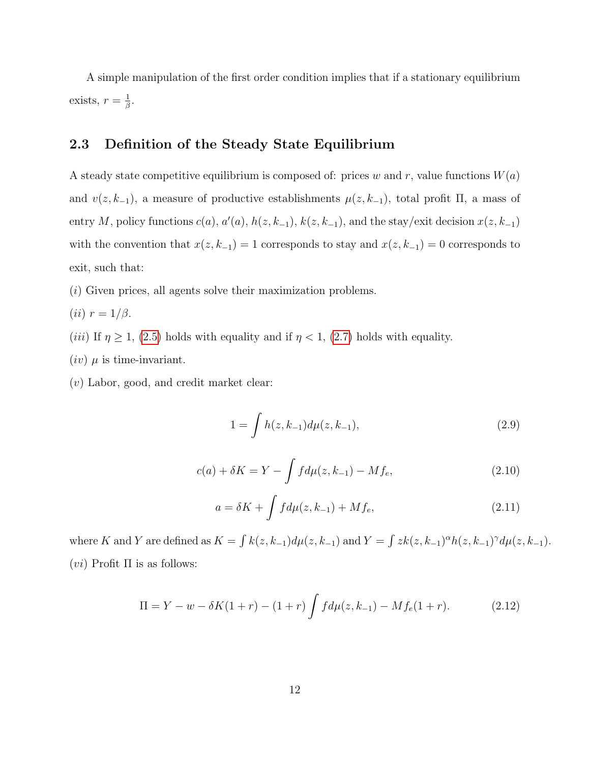A simple manipulation of the first order condition implies that if a stationary equilibrium exists, $r = \frac{1}{\beta}$.

## 2.3 Definition of the Steady State Equilibrium

A steady state competitive equilibrium is composed of: prices $w$ and $r$, value functions $W(a)$ and $v(z, k_{-1})$, a measure of productive establishments $\mu(z, k_{-1})$, total profit $\Pi$, a mass of entry $M$, policy functions $c(a)$, $a'(a)$, $h(z, k_{-1})$, $k(z, k_{-1})$, and the stay/exit decision $x(z, k_{-1})$ with the convention that $x(z, k_{-1}) = 1$ corresponds to stay and $x(z, k_{-1}) = 0$ corresponds to exit, such that:

$(i)$ Given prices, all agents solve their maximization problems.

$(ii)$ $r = 1/\beta$.

$(iii)$ If $\eta \geq 1$, (2.5) holds with equality and if $\eta < 1$, (2.7) holds with equality.

$(iv)$ $\mu$ is time-invariant.

$(v)$ Labor, good, and credit market clear:

$$1 = \int h(z, k_{-1}) d\mu(z, k_{-1}), \tag{2.9}$$

$$c(a) + \delta K = Y - \int f d\mu(z, k_{-1}) - M f_e, \tag{2.10}$$

$$a = \delta K + \int f d\mu(z, k_{-1}) + M f_e, \tag{2.11}$$

where $K$ and $Y$ are defined as $K = \int k(z, k_{-1}) d\mu(z, k_{-1})$ and $Y = \int z k(z, k_{-1})^{\alpha} h(z, k_{-1})^{\gamma} d\mu(z, k_{-1})$.

$(vi)$ Profit $\Pi$ is as follows:

$$\Pi = Y - w - \delta K(1 + r) - (1 + r) \int f d\mu(z, k_{-1}) - M f_e(1 + r). \tag{2.12}$$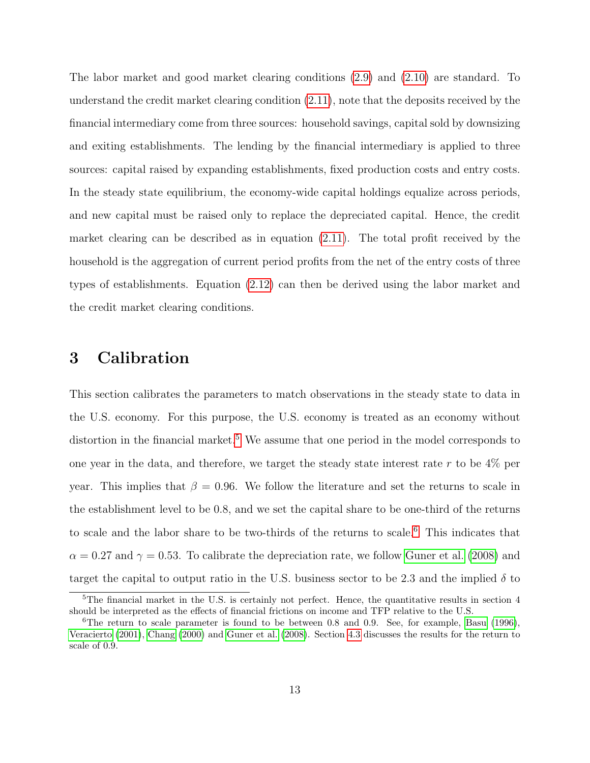The labor market and good market clearing conditions (2.9) and (2.10) are standard. To understand the credit market clearing condition (2.11), note that the deposits received by the financial intermediary come from three sources: household savings, capital sold by downsizing and exiting establishments. The lending by the financial intermediary is applied to three sources: capital raised by expanding establishments, fixed production costs and entry costs. In the steady state equilibrium, the economy-wide capital holdings equalize across periods, and new capital must be raised only to replace the depreciated capital. Hence, the credit market clearing can be described as in equation (2.11). The total profit received by the household is the aggregation of current period profits from the net of the entry costs of three types of establishments. Equation (2.12) can then be derived using the labor market and the credit market clearing conditions.

# 3 Calibration

This section calibrates the parameters to match observations in the steady state to data in the U.S. economy. For this purpose, the U.S. economy is treated as an economy without distortion in the financial market.[5] We assume that one period in the model corresponds to one year in the data, and therefore, we target the steady state interest rate $r$ to be 4% per year. This implies that $\beta = 0.96$. We follow the literature and set the returns to scale in the establishment level to be 0.8, and we set the capital share to be one-third of the returns to scale and the labor share to be two-thirds of the returns to scale.[6] This indicates that $\alpha = 0.27$ and $\gamma = 0.53$. To calibrate the depreciation rate, we follow Guner et al. (2008) and target the capital to output ratio in the U.S. business sector to be 2.3 and the implied $\delta$ to

[5] The financial market in the U.S. is certainly not perfect. Hence, the quantitative results in section 4 should be interpreted as the effects of financial frictions on income and TFP relative to the U.S.

[6] The return to scale parameter is found to be between 0.8 and 0.9. See, for example, Basu (1996), Veracierto (2001), Chang (2000) and Guner et al. (2008). Section 4.3 discusses the results for the return to scale of 0.9.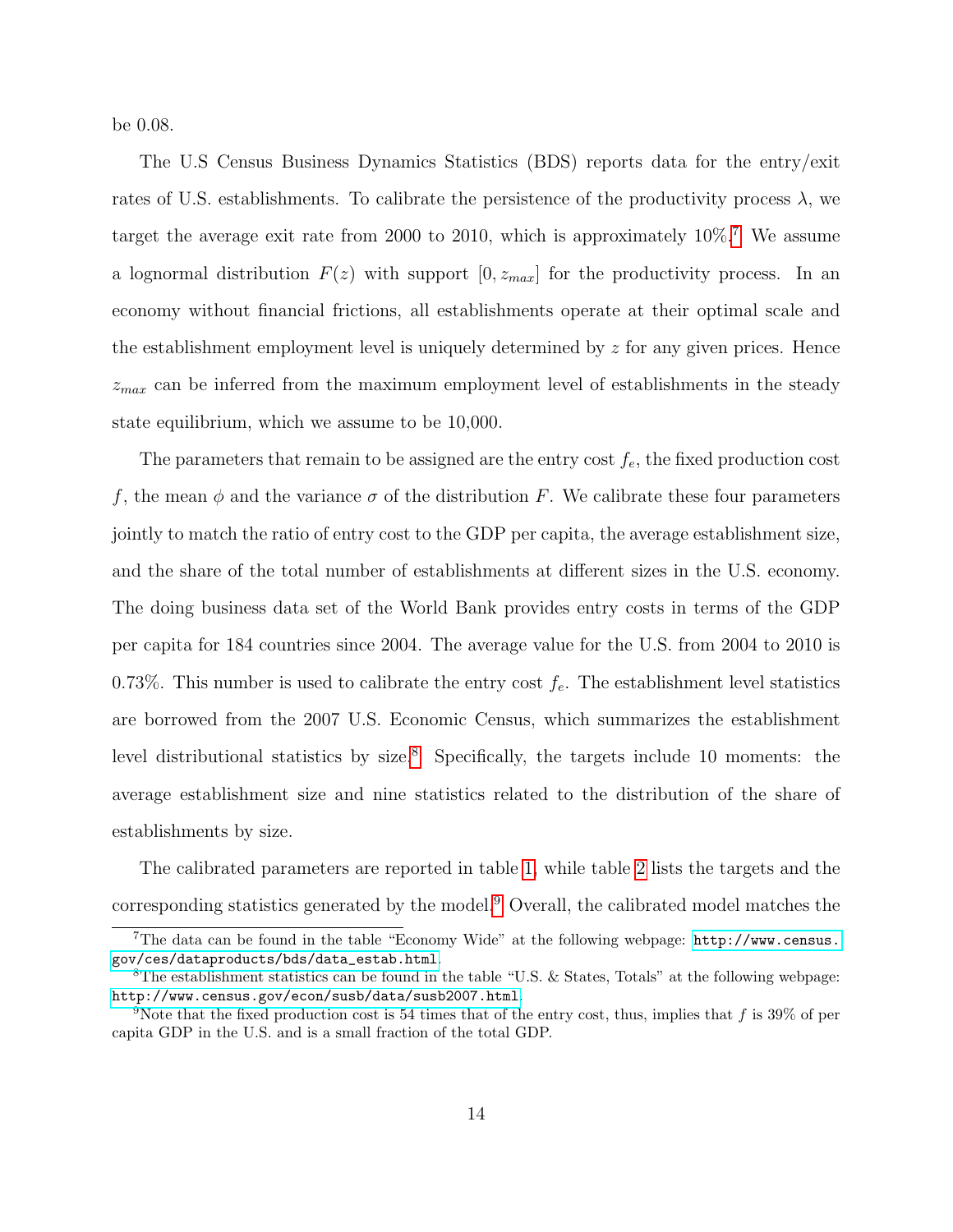be 0.08.

The U.S Census Business Dynamics Statistics (BDS) reports data for the entry/exit rates of U.S. establishments. To calibrate the persistence of the productivity process $\lambda$, we target the average exit rate from 2000 to 2010, which is approximately 10%.[7] We assume a lognormal distribution $F(z)$ with support $[0, z_{max}]$ for the productivity process. In an economy without financial frictions, all establishments operate at their optimal scale and the establishment employment level is uniquely determined by $z$ for any given prices. Hence $z_{max}$ can be inferred from the maximum employment level of establishments in the steady state equilibrium, which we assume to be 10,000.

The parameters that remain to be assigned are the entry cost $f_e$, the fixed production cost $f$, the mean $\phi$ and the variance $\sigma$ of the distribution $F$. We calibrate these four parameters jointly to match the ratio of entry cost to the GDP per capita, the average establishment size, and the share of the total number of establishments at different sizes in the U.S. economy. The doing business data set of the World Bank provides entry costs in terms of the GDP per capita for 184 countries since 2004. The average value for the U.S. from 2004 to 2010 is 0.73%. This number is used to calibrate the entry cost $f_e$. The establishment level statistics are borrowed from the 2007 U.S. Economic Census, which summarizes the establishment level distributional statistics by size.[8] Specifically, the targets include 10 moments: the average establishment size and nine statistics related to the distribution of the share of establishments by size.

The calibrated parameters are reported in table 1, while table 2 lists the targets and the corresponding statistics generated by the model.[9] Overall, the calibrated model matches the

[7] The data can be found in the table "Economy Wide" at the following webpage: http://www.census.gov/ces/dataproducts/bds/data_estab.html.

[8] The establishment statistics can be found in the table "U.S. & States, Totals" at the following webpage: http://www.census.gov/econ/susb/data/susb2007.html.

[9] Note that the fixed production cost is 54 times that of the entry cost, thus, implies that $f$ is 39% of per capita GDP in the U.S. and is a small fraction of the total GDP.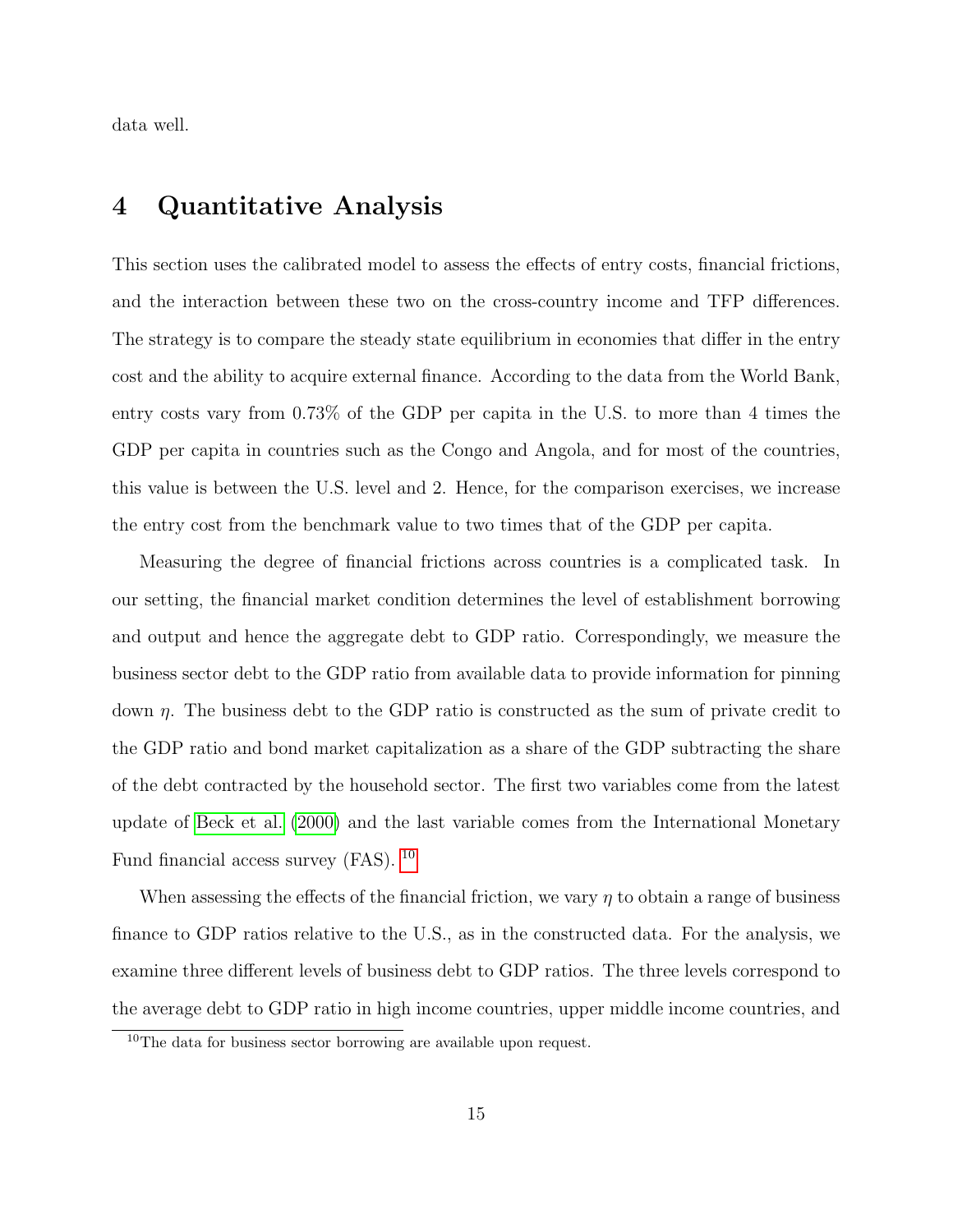data well.

# 4 Quantitative Analysis

This section uses the calibrated model to assess the effects of entry costs, financial frictions, and the interaction between these two on the cross-country income and TFP differences. The strategy is to compare the steady state equilibrium in economies that differ in the entry cost and the ability to acquire external finance. According to the data from the World Bank, entry costs vary from 0.73% of the GDP per capita in the U.S. to more than 4 times the GDP per capita in countries such as the Congo and Angola, and for most of the countries, this value is between the U.S. level and 2. Hence, for the comparison exercises, we increase the entry cost from the benchmark value to two times that of the GDP per capita.

Measuring the degree of financial frictions across countries is a complicated task. In our setting, the financial market condition determines the level of establishment borrowing and output and hence the aggregate debt to GDP ratio. Correspondingly, we measure the business sector debt to the GDP ratio from available data to provide information for pinning down $\eta$. The business debt to the GDP ratio is constructed as the sum of private credit to the GDP ratio and bond market capitalization as a share of the GDP subtracting the share of the debt contracted by the household sector. The first two variables come from the latest update of Beck et al. (2000) and the last variable comes from the International Monetary Fund financial access survey (FAS). [10]

When assessing the effects of the financial friction, we vary $\eta$ to obtain a range of business finance to GDP ratios relative to the U.S., as in the constructed data. For the analysis, we examine three different levels of business debt to GDP ratios. The three levels correspond to the average debt to GDP ratio in high income countries, upper middle income countries, and

[10] The data for business sector borrowing are available upon request.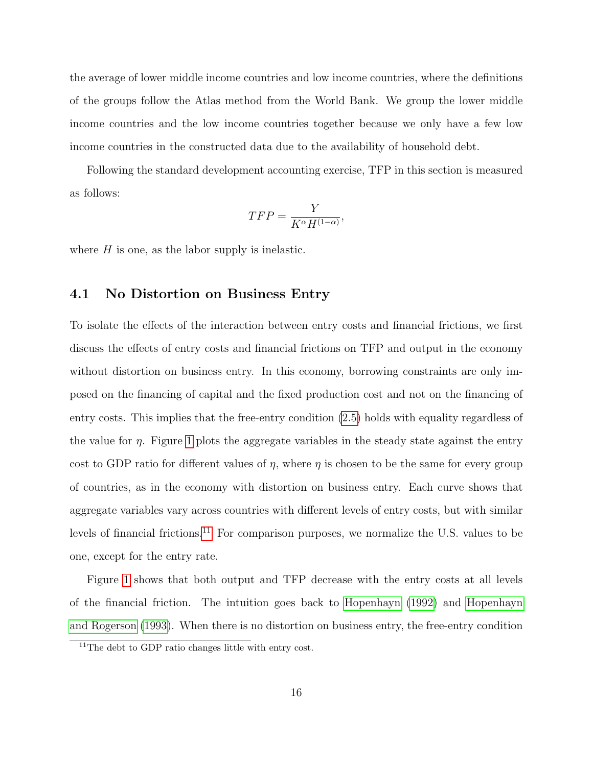the average of lower middle income countries and low income countries, where the definitions of the groups follow the Atlas method from the World Bank. We group the lower middle income countries and the low income countries together because we only have a few low income countries in the constructed data due to the availability of household debt.

Following the standard development accounting exercise, TFP in this section is measured as follows:

$$TFP = \frac{Y}{K^{\alpha} H^{(1-\alpha)}},$$

where $H$ is one, as the labor supply is inelastic.

## 4.1 No Distortion on Business Entry

To isolate the effects of the interaction between entry costs and financial frictions, we first discuss the effects of entry costs and financial frictions on TFP and output in the economy without distortion on business entry. In this economy, borrowing constraints are only imposed on the financing of capital and the fixed production cost and not on the financing of entry costs. This implies that the free-entry condition (2.5) holds with equality regardless of the value for $\eta$. Figure 1 plots the aggregate variables in the steady state against the entry cost to GDP ratio for different values of $\eta$, where $\eta$ is chosen to be the same for every group of countries, as in the economy with distortion on business entry. Each curve shows that aggregate variables vary across countries with different levels of entry costs, but with similar levels of financial frictions.[11] For comparison purposes, we normalize the U.S. values to be one, except for the entry rate.

Figure 1 shows that both output and TFP decrease with the entry costs at all levels of the financial friction. The intuition goes back to Hopenhayn (1992) and Hopenhayn and Rogerson (1993). When there is no distortion on business entry, the free-entry condition

[11] The debt to GDP ratio changes little with entry cost.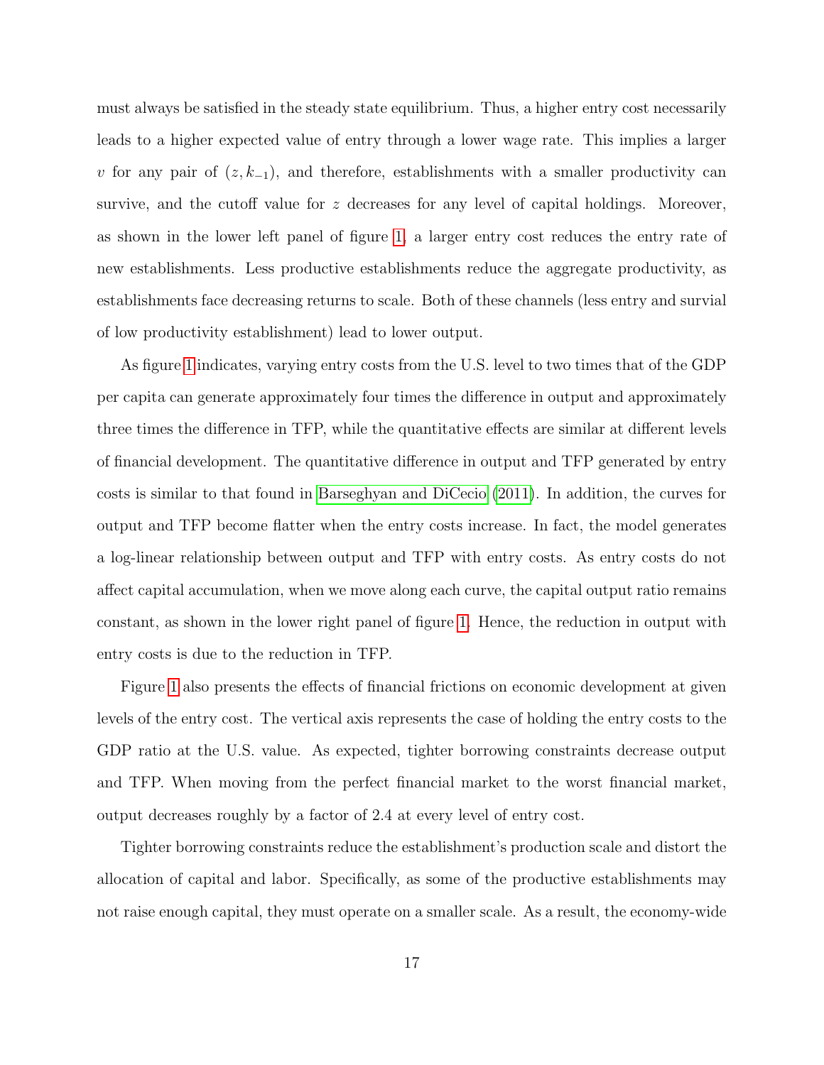must always be satisfied in the steady state equilibrium. Thus, a higher entry cost necessarily leads to a higher expected value of entry through a lower wage rate. This implies a larger $v$ for any pair of $(z, k_{-1})$, and therefore, establishments with a smaller productivity can survive, and the cutoff value for $z$ decreases for any level of capital holdings. Moreover, as shown in the lower left panel of figure 1, a larger entry cost reduces the entry rate of new establishments. Less productive establishments reduce the aggregate productivity, as establishments face decreasing returns to scale. Both of these channels (less entry and survial of low productivity establishment) lead to lower output.

As figure 1 indicates, varying entry costs from the U.S. level to two times that of the GDP per capita can generate approximately four times the difference in output and approximately three times the difference in TFP, while the quantitative effects are similar at different levels of financial development. The quantitative difference in output and TFP generated by entry costs is similar to that found in Barseghyan and DiCecio (2011). In addition, the curves for output and TFP become flatter when the entry costs increase. In fact, the model generates a log-linear relationship between output and TFP with entry costs. As entry costs do not affect capital accumulation, when we move along each curve, the capital output ratio remains constant, as shown in the lower right panel of figure 1. Hence, the reduction in output with entry costs is due to the reduction in TFP.

Figure 1 also presents the effects of financial frictions on economic development at given levels of the entry cost. The vertical axis represents the case of holding the entry costs to the GDP ratio at the U.S. value. As expected, tighter borrowing constraints decrease output and TFP. When moving from the perfect financial market to the worst financial market, output decreases roughly by a factor of 2.4 at every level of entry cost.

Tighter borrowing constraints reduce the establishment's production scale and distort the allocation of capital and labor. Specifically, as some of the productive establishments may not raise enough capital, they must operate on a smaller scale. As a result, the economy-wide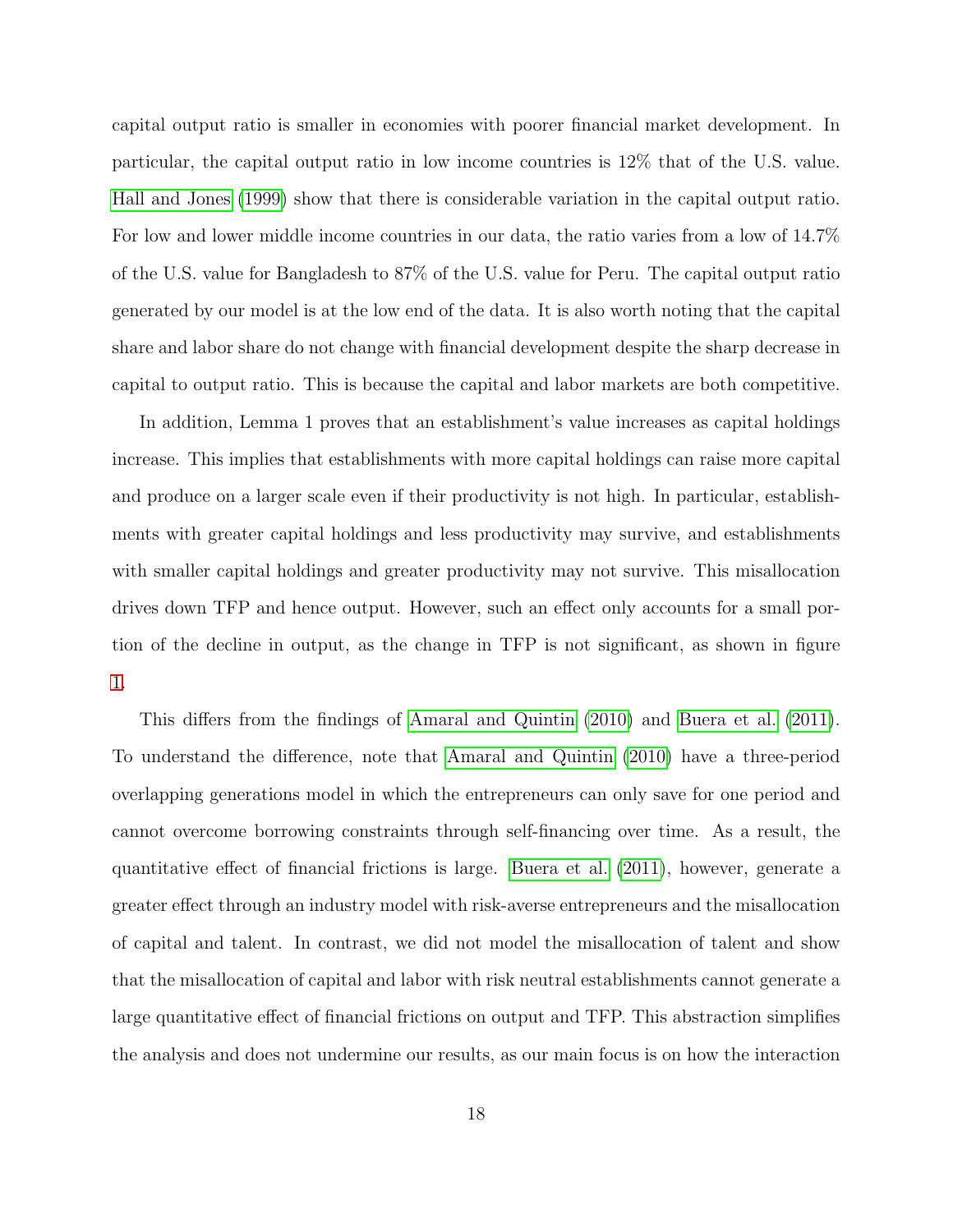capital output ratio is smaller in economies with poorer financial market development. In particular, the capital output ratio in low income countries is 12% that of the U.S. value. Hall and Jones (1999) show that there is considerable variation in the capital output ratio. For low and lower middle income countries in our data, the ratio varies from a low of 14.7% of the U.S. value for Bangladesh to 87% of the U.S. value for Peru. The capital output ratio generated by our model is at the low end of the data. It is also worth noting that the capital share and labor share do not change with financial development despite the sharp decrease in capital to output ratio. This is because the capital and labor markets are both competitive.

In addition, Lemma 1 proves that an establishment's value increases as capital holdings increase. This implies that establishments with more capital holdings can raise more capital and produce on a larger scale even if their productivity is not high. In particular, establishments with greater capital holdings and less productivity may survive, and establishments with smaller capital holdings and greater productivity may not survive. This misallocation drives down TFP and hence output. However, such an effect only accounts for a small portion of the decline in output, as the change in TFP is not significant, as shown in figure 1.

This differs from the findings of Amaral and Quintin (2010) and Buera et al. (2011). To understand the difference, note that Amaral and Quintin (2010) have a three-period overlapping generations model in which the entrepreneurs can only save for one period and cannot overcome borrowing constraints through self-financing over time. As a result, the quantitative effect of financial frictions is large. Buera et al. (2011), however, generate a greater effect through an industry model with risk-averse entrepreneurs and the misallocation of capital and talent. In contrast, we did not model the misallocation of talent and show that the misallocation of capital and labor with risk neutral establishments cannot generate a large quantitative effect of financial frictions on output and TFP. This abstraction simplifies the analysis and does not undermine our results, as our main focus is on how the interaction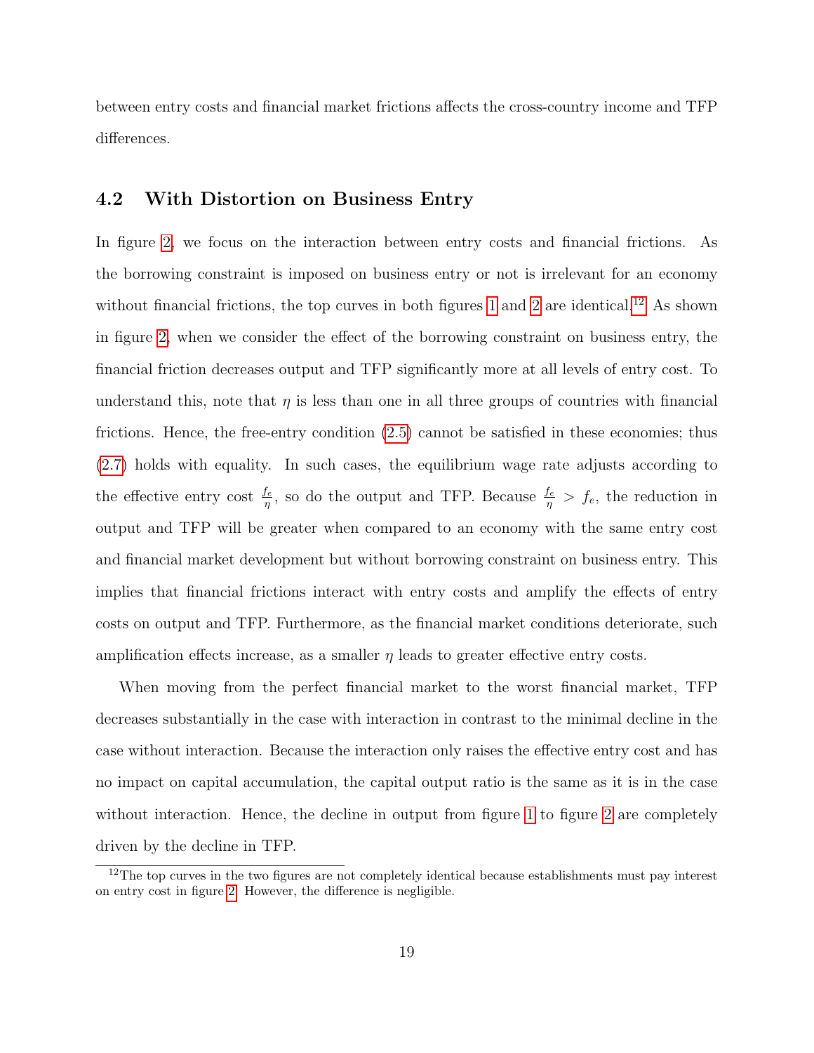between entry costs and financial market frictions affects the cross-country income and TFP differences.

## 4.2 With Distortion on Business Entry

In figure 2, we focus on the interaction between entry costs and financial frictions. As the borrowing constraint is imposed on business entry or not is irrelevant for an economy without financial frictions, the top curves in both figures 1 and 2 are identical.[12] As shown in figure 2, when we consider the effect of the borrowing constraint on business entry, the financial friction decreases output and TFP significantly more at all levels of entry cost. To understand this, note that $\eta$ is less than one in all three groups of countries with financial frictions. Hence, the free-entry condition (2.5) cannot be satisfied in these economies; thus (2.7) holds with equality. In such cases, the equilibrium wage rate adjusts according to the effective entry cost $\frac{f_e}{\eta}$, so do the output and TFP. Because $\frac{f_e}{\eta} > f_e$, the reduction in output and TFP will be greater when compared to an economy with the same entry cost and financial market development but without borrowing constraint on business entry. This implies that financial frictions interact with entry costs and amplify the effects of entry costs on output and TFP. Furthermore, as the financial market conditions deteriorate, such amplification effects increase, as a smaller $\eta$ leads to greater effective entry costs.

When moving from the perfect financial market to the worst financial market, TFP decreases substantially in the case with interaction in contrast to the minimal decline in the case without interaction. Because the interaction only raises the effective entry cost and has no impact on capital accumulation, the capital output ratio is the same as it is in the case without interaction. Hence, the decline in output from figure 1 to figure 2 are completely driven by the decline in TFP.

[12] The top curves in the two figures are not completely identical because establishments must pay interest on entry cost in figure 2. However, the difference is negligible.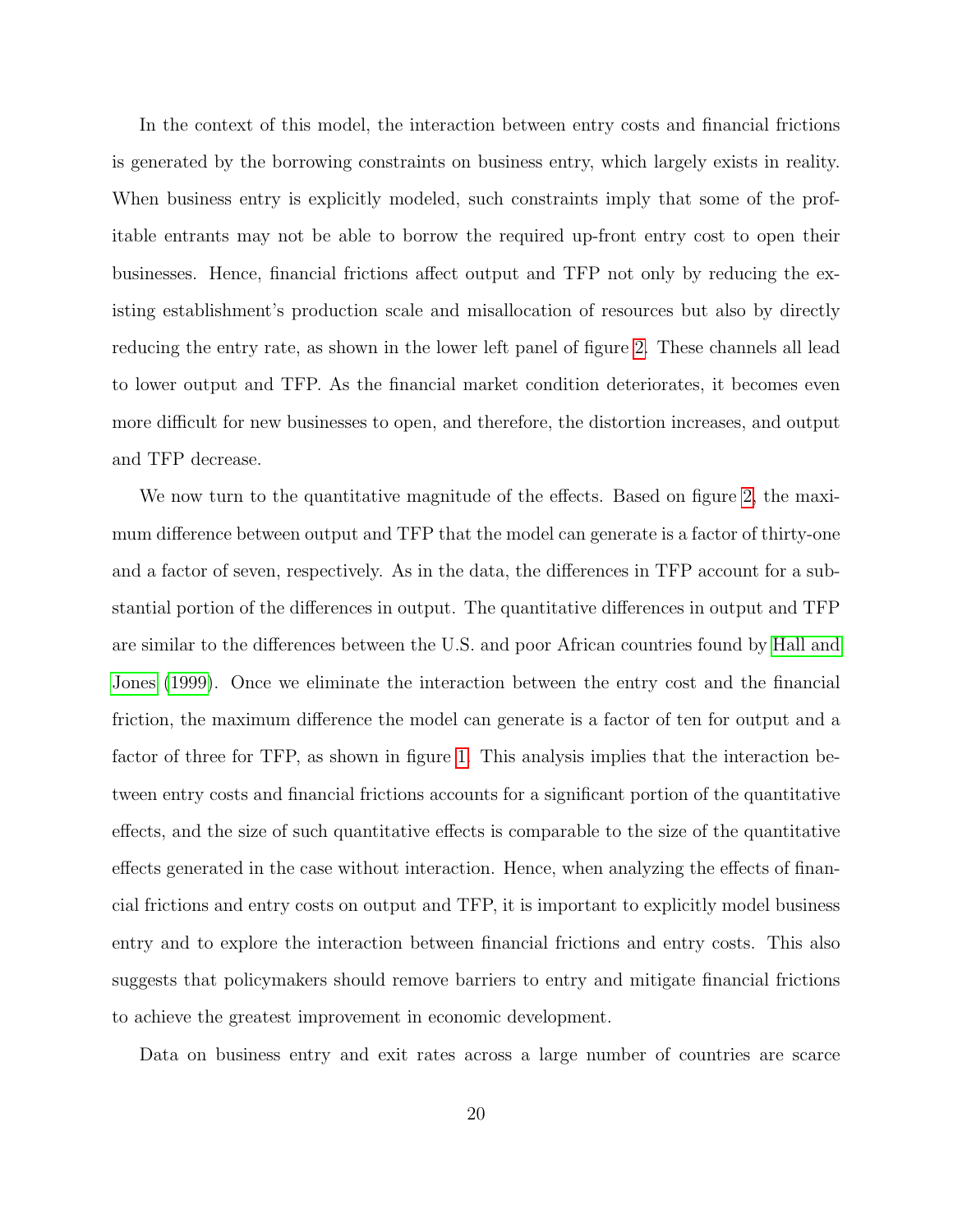In the context of this model, the interaction between entry costs and financial frictions is generated by the borrowing constraints on business entry, which largely exists in reality. When business entry is explicitly modeled, such constraints imply that some of the profitable entrants may not be able to borrow the required up-front entry cost to open their businesses. Hence, financial frictions affect output and TFP not only by reducing the existing establishment's production scale and misallocation of resources but also by directly reducing the entry rate, as shown in the lower left panel of figure 2. These channels all lead to lower output and TFP. As the financial market condition deteriorates, it becomes even more difficult for new businesses to open, and therefore, the distortion increases, and output and TFP decrease.

We now turn to the quantitative magnitude of the effects. Based on figure 2, the maximum difference between output and TFP that the model can generate is a factor of thirty-one and a factor of seven, respectively. As in the data, the differences in TFP account for a substantial portion of the differences in output. The quantitative differences in output and TFP are similar to the differences between the U.S. and poor African countries found by Hall and Jones (1999). Once we eliminate the interaction between the entry cost and the financial friction, the maximum difference the model can generate is a factor of ten for output and a factor of three for TFP, as shown in figure 1. This analysis implies that the interaction between entry costs and financial frictions accounts for a significant portion of the quantitative effects, and the size of such quantitative effects is comparable to the size of the quantitative effects generated in the case without interaction. Hence, when analyzing the effects of financial frictions and entry costs on output and TFP, it is important to explicitly model business entry and to explore the interaction between financial frictions and entry costs. This also suggests that policymakers should remove barriers to entry and mitigate financial frictions to achieve the greatest improvement in economic development.

Data on business entry and exit rates across a large number of countries are scarce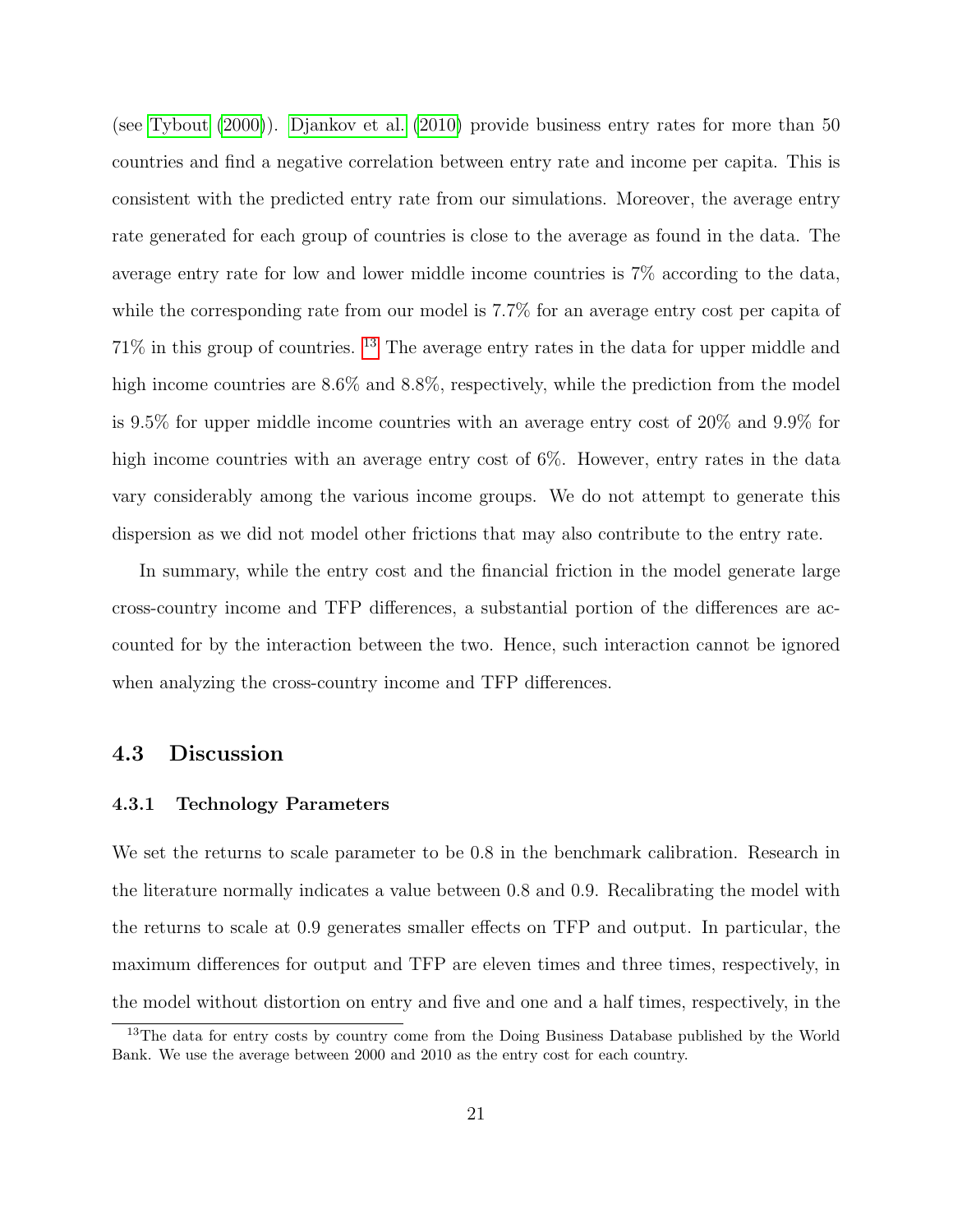(see Tybout (2000)). Djankov et al. (2010) provide business entry rates for more than 50 countries and find a negative correlation between entry rate and income per capita. This is consistent with the predicted entry rate from our simulations. Moreover, the average entry rate generated for each group of countries is close to the average as found in the data. The average entry rate for low and lower middle income countries is 7% according to the data, while the corresponding rate from our model is 7.7% for an average entry cost per capita of 71% in this group of countries. [13] The average entry rates in the data for upper middle and high income countries are 8.6% and 8.8%, respectively, while the prediction from the model is 9.5% for upper middle income countries with an average entry cost of 20% and 9.9% for high income countries with an average entry cost of 6%. However, entry rates in the data vary considerably among the various income groups. We do not attempt to generate this dispersion as we did not model other frictions that may also contribute to the entry rate.

In summary, while the entry cost and the financial friction in the model generate large cross-country income and TFP differences, a substantial portion of the differences are accounted for by the interaction between the two. Hence, such interaction cannot be ignored when analyzing the cross-country income and TFP differences.

## 4.3 Discussion

### 4.3.1 Technology Parameters

We set the returns to scale parameter to be 0.8 in the benchmark calibration. Research in the literature normally indicates a value between 0.8 and 0.9. Recalibrating the model with the returns to scale at 0.9 generates smaller effects on TFP and output. In particular, the maximum differences for output and TFP are eleven times and three times, respectively, in the model without distortion on entry and five and one and a half times, respectively, in the

[13] The data for entry costs by country come from the Doing Business Database published by the World Bank. We use the average between 2000 and 2010 as the entry cost for each country.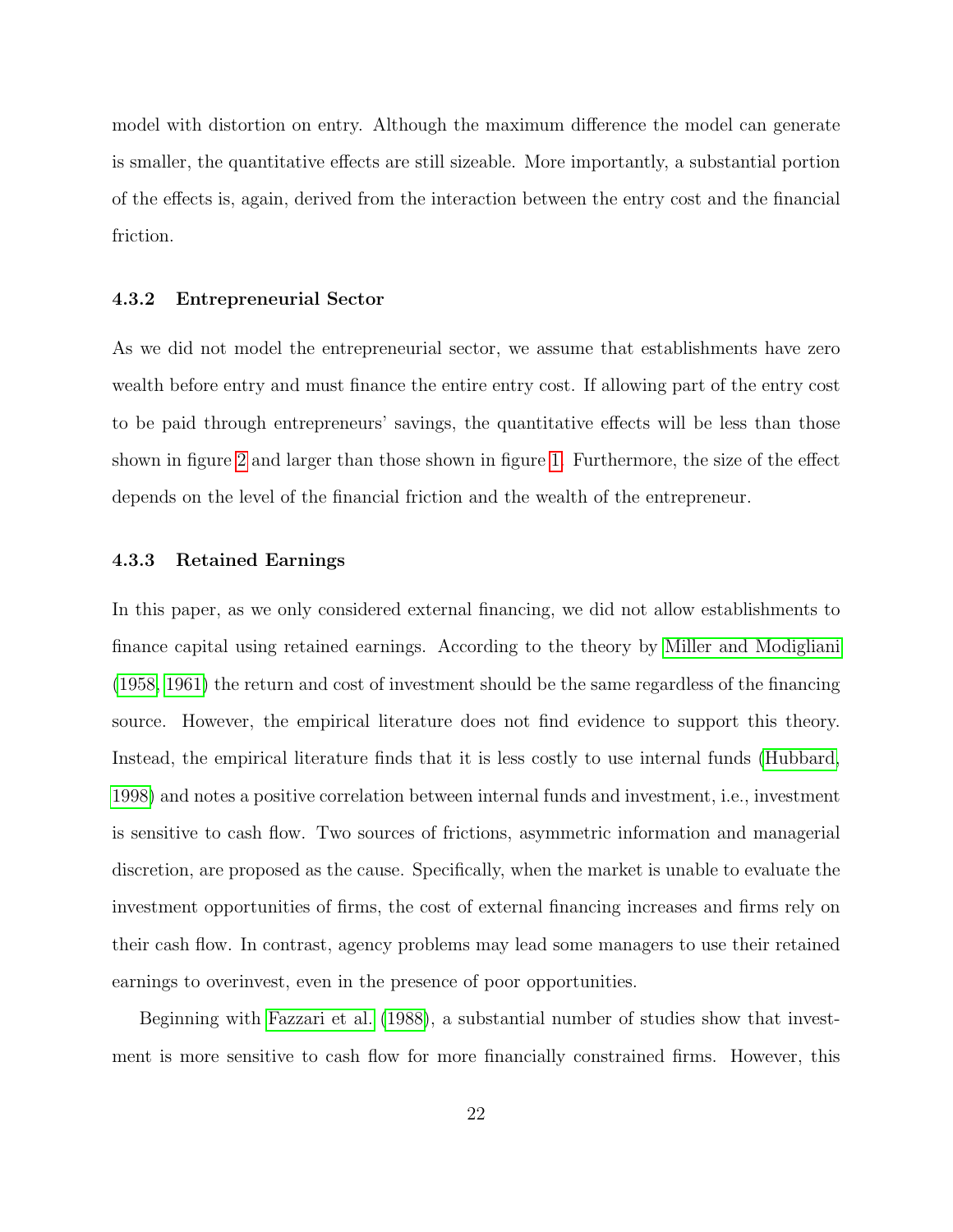model with distortion on entry. Although the maximum difference the model can generate is smaller, the quantitative effects are still sizeable. More importantly, a substantial portion of the effects is, again, derived from the interaction between the entry cost and the financial friction.

#### 4.3.2 Entrepreneurial Sector

As we did not model the entrepreneurial sector, we assume that establishments have zero wealth before entry and must finance the entire entry cost. If allowing part of the entry cost to be paid through entrepreneurs' savings, the quantitative effects will be less than those shown in figure 2 and larger than those shown in figure 1. Furthermore, the size of the effect depends on the level of the financial friction and the wealth of the entrepreneur.

#### 4.3.3 Retained Earnings

In this paper, as we only considered external financing, we did not allow establishments to finance capital using retained earnings. According to the theory by Miller and Modigliani (1958, 1961) the return and cost of investment should be the same regardless of the financing source. However, the empirical literature does not find evidence to support this theory. Instead, the empirical literature finds that it is less costly to use internal funds (Hubbard, 1998) and notes a positive correlation between internal funds and investment, i.e., investment is sensitive to cash flow. Two sources of frictions, asymmetric information and managerial discretion, are proposed as the cause. Specifically, when the market is unable to evaluate the investment opportunities of firms, the cost of external financing increases and firms rely on their cash flow. In contrast, agency problems may lead some managers to use their retained earnings to overinvest, even in the presence of poor opportunities.

Beginning with Fazzari et al. (1988), a substantial number of studies show that investment is more sensitive to cash flow for more financially constrained firms. However, this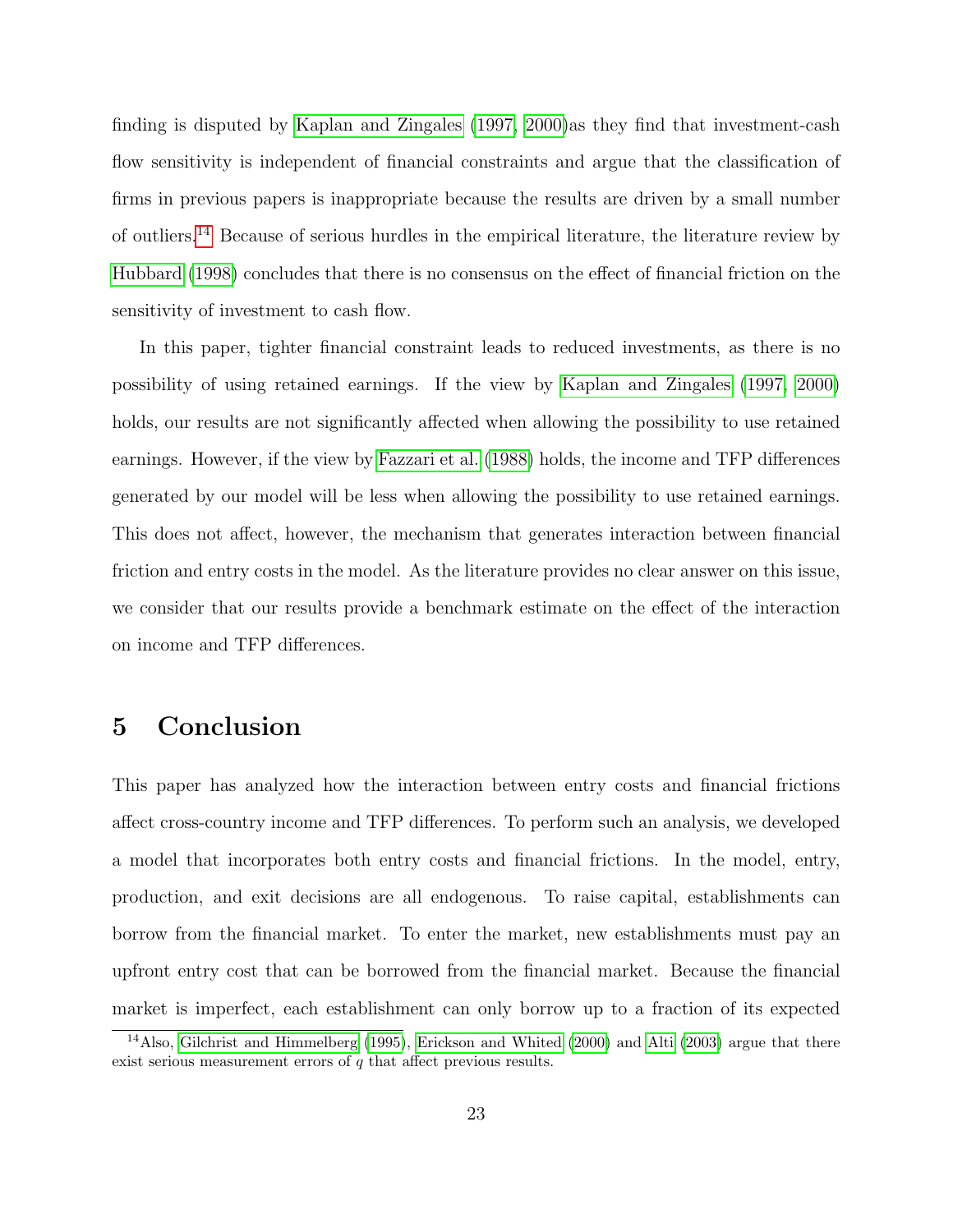finding is disputed by Kaplan and Zingales (1997, 2000)as they find that investment-cash flow sensitivity is independent of financial constraints and argue that the classification of firms in previous papers is inappropriate because the results are driven by a small number of outliers.[14] Because of serious hurdles in the empirical literature, the literature review by Hubbard (1998) concludes that there is no consensus on the effect of financial friction on the sensitivity of investment to cash flow.

In this paper, tighter financial constraint leads to reduced investments, as there is no possibility of using retained earnings. If the view by Kaplan and Zingales (1997, 2000) holds, our results are not significantly affected when allowing the possibility to use retained earnings. However, if the view by Fazzari et al. (1988) holds, the income and TFP differences generated by our model will be less when allowing the possibility to use retained earnings. This does not affect, however, the mechanism that generates interaction between financial friction and entry costs in the model. As the literature provides no clear answer on this issue, we consider that our results provide a benchmark estimate on the effect of the interaction on income and TFP differences.

# 5 Conclusion

This paper has analyzed how the interaction between entry costs and financial frictions affect cross-country income and TFP differences. To perform such an analysis, we developed a model that incorporates both entry costs and financial frictions. In the model, entry, production, and exit decisions are all endogenous. To raise capital, establishments can borrow from the financial market. To enter the market, new establishments must pay an upfront entry cost that can be borrowed from the financial market. Because the financial market is imperfect, each establishment can only borrow up to a fraction of its expected

[14] Also, Gilchrist and Himmelberg (1995), Erickson and Whited (2000) and Alti (2003) argue that there exist serious measurement errors of $q$ that affect previous results.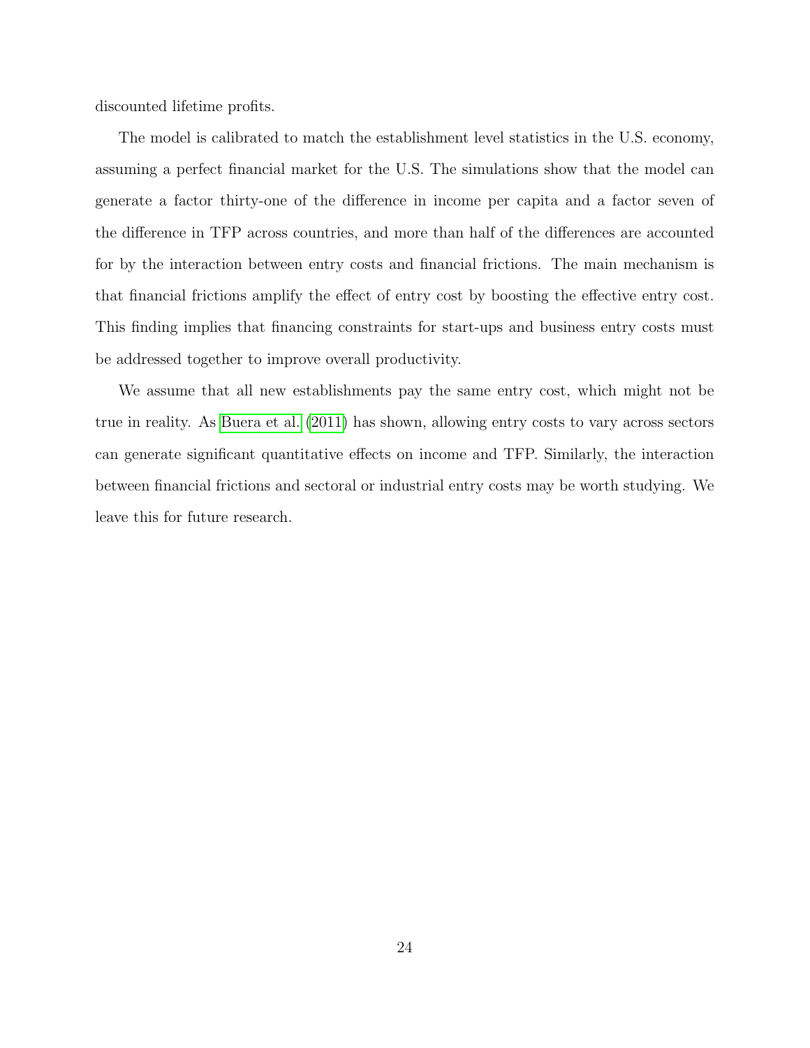discounted lifetime profits.

The model is calibrated to match the establishment level statistics in the U.S. economy, assuming a perfect financial market for the U.S. The simulations show that the model can generate a factor thirty-one of the difference in income per capita and a factor seven of the difference in TFP across countries, and more than half of the differences are accounted for by the interaction between entry costs and financial frictions. The main mechanism is that financial frictions amplify the effect of entry cost by boosting the effective entry cost. This finding implies that financing constraints for start-ups and business entry costs must be addressed together to improve overall productivity.

We assume that all new establishments pay the same entry cost, which might not be true in reality. As Buera et al. (2011) has shown, allowing entry costs to vary across sectors can generate significant quantitative effects on income and TFP. Similarly, the interaction between financial frictions and sectoral or industrial entry costs may be worth studying. We leave this for future research.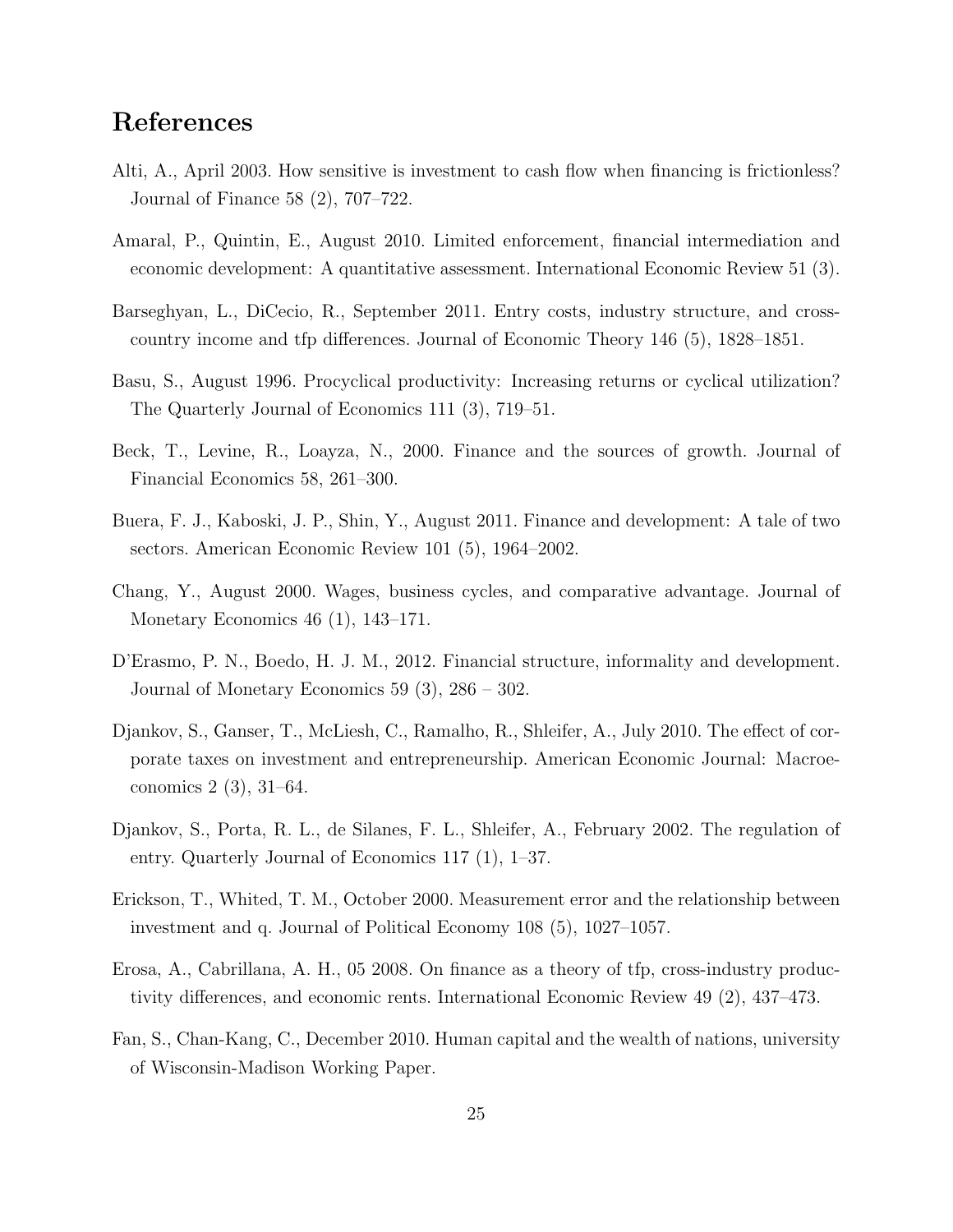## References

Alti, A., April 2003. How sensitive is investment to cash flow when financing is frictionless? Journal of Finance 58 (2), 707–722.

Amaral, P., Quintin, E., August 2010. Limited enforcement, financial intermediation and economic development: A quantitative assessment. International Economic Review 51 (3).

Barseghyan, L., DiCecio, R., September 2011. Entry costs, industry structure, and cross-country income and tfp differences. Journal of Economic Theory 146 (5), 1828–1851.

Basu, S., August 1996. Procyclical productivity: Increasing returns or cyclical utilization? The Quarterly Journal of Economics 111 (3), 719–51.

Beck, T., Levine, R., Loayza, N., 2000. Finance and the sources of growth. Journal of Financial Economics 58, 261–300.

Buera, F. J., Kaboski, J. P., Shin, Y., August 2011. Finance and development: A tale of two sectors. American Economic Review 101 (5), 1964–2002.

Chang, Y., August 2000. Wages, business cycles, and comparative advantage. Journal of Monetary Economics 46 (1), 143–171.

D'Erasmo, P. N., Boedo, H. J. M., 2012. Financial structure, informality and development. Journal of Monetary Economics 59 (3), 286 – 302.

Djankov, S., Ganser, T., McLiesh, C., Ramalho, R., Shleifer, A., July 2010. The effect of corporate taxes on investment and entrepreneurship. American Economic Journal: Macroeconomics 2 (3), 31–64.

Djankov, S., Porta, R. L., de Silanes, F. L., Shleifer, A., February 2002. The regulation of entry. Quarterly Journal of Economics 117 (1), 1–37.

Erickson, T., Whited, T. M., October 2000. Measurement error and the relationship between investment and q. Journal of Political Economy 108 (5), 1027–1057.

Erosa, A., Cabrillana, A. H., 05 2008. On finance as a theory of tfp, cross-industry productivity differences, and economic rents. International Economic Review 49 (2), 437–473.

Fan, S., Chan-Kang, C., December 2010. Human capital and the wealth of nations, university of Wisconsin-Madison Working Paper.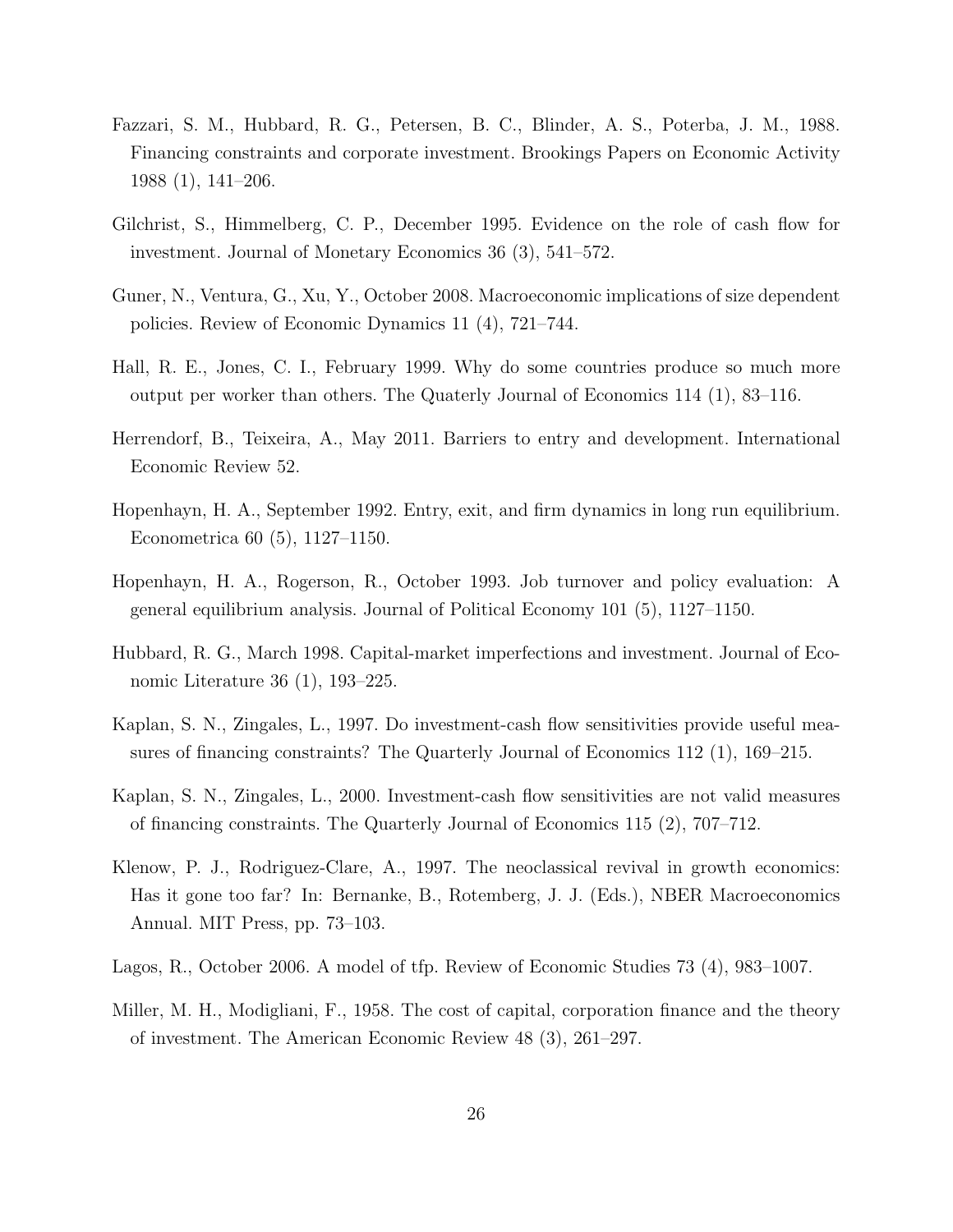Fazzari, S. M., Hubbard, R. G., Petersen, B. C., Blinder, A. S., Poterba, J. M., 1988. Financing constraints and corporate investment. Brookings Papers on Economic Activity 1988 (1), 141–206.

Gilchrist, S., Himmelberg, C. P., December 1995. Evidence on the role of cash flow for investment. Journal of Monetary Economics 36 (3), 541–572.

Guner, N., Ventura, G., Xu, Y., October 2008. Macroeconomic implications of size dependent policies. Review of Economic Dynamics 11 (4), 721–744.

Hall, R. E., Jones, C. I., February 1999. Why do some countries produce so much more output per worker than others. The Quaterly Journal of Economics 114 (1), 83–116.

Herrendorf, B., Teixeira, A., May 2011. Barriers to entry and development. International Economic Review 52.

Hopenhayn, H. A., September 1992. Entry, exit, and firm dynamics in long run equilibrium. Econometrica 60 (5), 1127–1150.

Hopenhayn, H. A., Rogerson, R., October 1993. Job turnover and policy evaluation: A general equilibrium analysis. Journal of Political Economy 101 (5), 1127–1150.

Hubbard, R. G., March 1998. Capital-market imperfections and investment. Journal of Economic Literature 36 (1), 193–225.

Kaplan, S. N., Zingales, L., 1997. Do investment-cash flow sensitivities provide useful measures of financing constraints? The Quarterly Journal of Economics 112 (1), 169–215.

Kaplan, S. N., Zingales, L., 2000. Investment-cash flow sensitivities are not valid measures of financing constraints. The Quarterly Journal of Economics 115 (2), 707–712.

Klenow, P. J., Rodriguez-Clare, A., 1997. The neoclassical revival in growth economics: Has it gone too far? In: Bernanke, B., Rotemberg, J. J. (Eds.), NBER Macroeconomics Annual. MIT Press, pp. 73–103.

Lagos, R., October 2006. A model of tfp. Review of Economic Studies 73 (4), 983–1007.

Miller, M. H., Modigliani, F., 1958. The cost of capital, corporation finance and the theory of investment. The American Economic Review 48 (3), 261–297.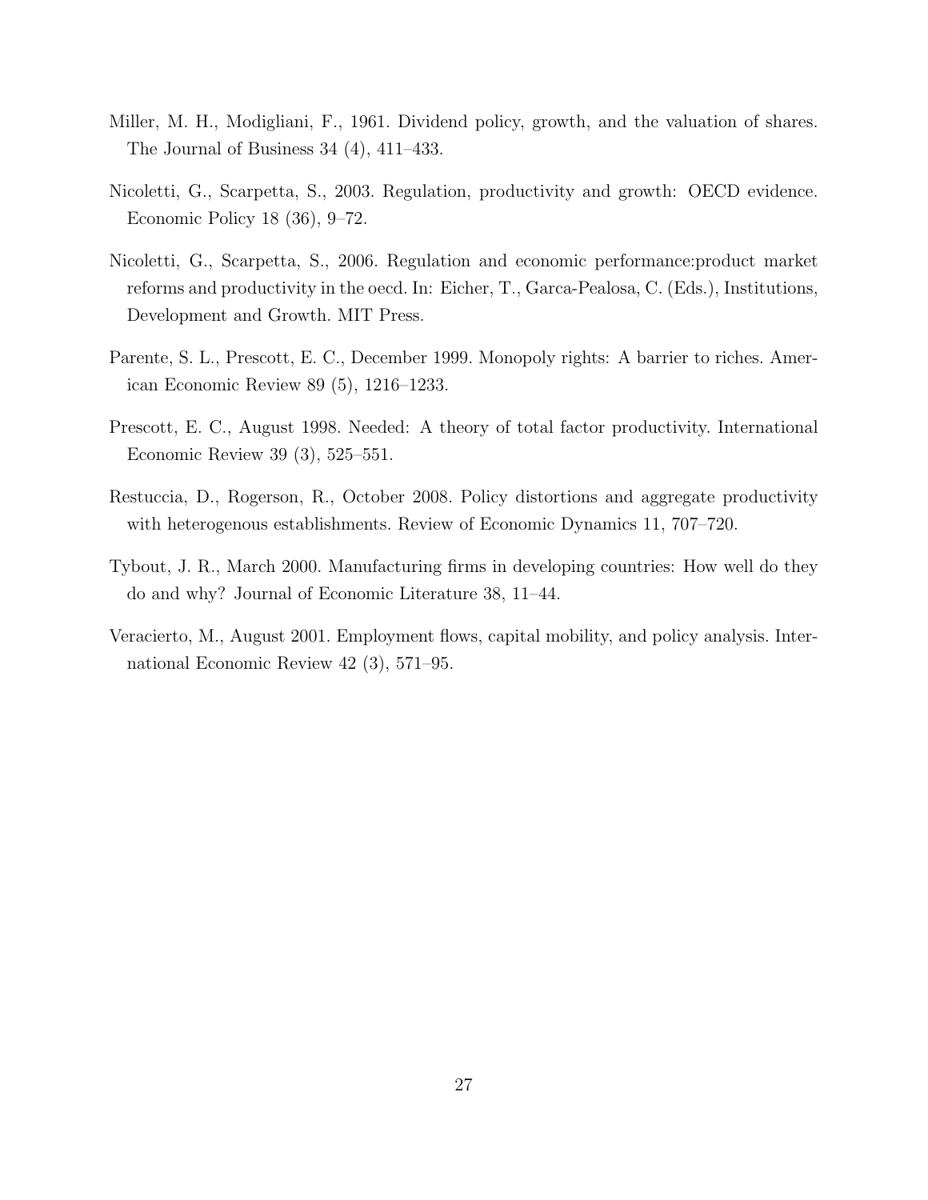Miller, M. H., Modigliani, F., 1961. Dividend policy, growth, and the valuation of shares. The Journal of Business 34 (4), 411–433.

Nicoletti, G., Scarpetta, S., 2003. Regulation, productivity and growth: OECD evidence. Economic Policy 18 (36), 9–72.

Nicoletti, G., Scarpetta, S., 2006. Regulation and economic performance:product market reforms and productivity in the oecd. In: Eicher, T., Garca-Pealosa, C. (Eds.), Institutions, Development and Growth. MIT Press.

Parente, S. L., Prescott, E. C., December 1999. Monopoly rights: A barrier to riches. American Economic Review 89 (5), 1216–1233.

Prescott, E. C., August 1998. Needed: A theory of total factor productivity. International Economic Review 39 (3), 525–551.

Restuccia, D., Rogerson, R., October 2008. Policy distortions and aggregate productivity with heterogenous establishments. Review of Economic Dynamics 11, 707–720.

Tybout, J. R., March 2000. Manufacturing firms in developing countries: How well do they do and why? Journal of Economic Literature 38, 11–44.

Veracierto, M., August 2001. Employment flows, capital mobility, and policy analysis. International Economic Review 42 (3), 571–95.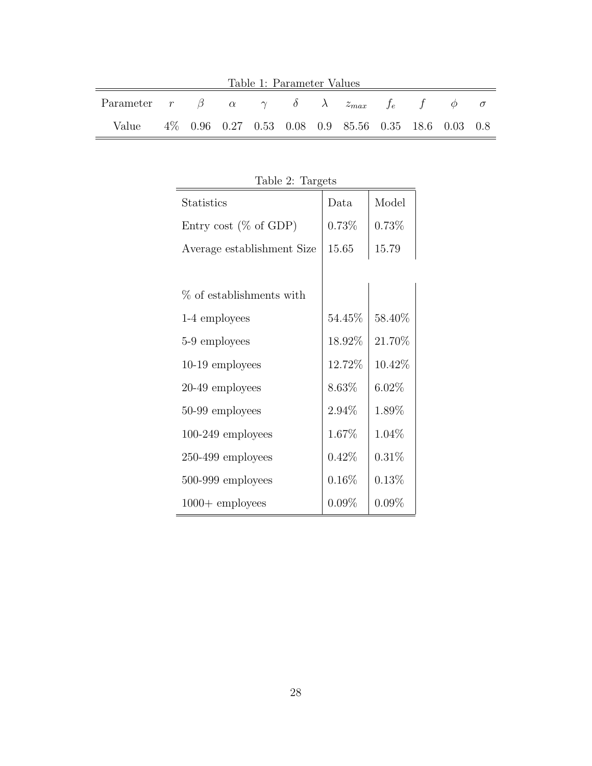Table 1: Parameter Values

| Parameter | $r$ | $\beta$ | $\alpha$ | $\gamma$ | $\delta$ | $\lambda$ | $z_{max}$ | $f_e$ | $f$ | $\phi$ | $\sigma$ |
|---|---|---|---|---|---|---|---|---|---|---|---|
| Value | 4% | 0.96 | 0.27 | 0.53 | 0.08 | 0.9 | 85.56 | 0.35 | 18.6 | 0.03 | 0.8 |

Table 2: Targets

| Statistics | Data | Model |
|---|---|---|
| Entry cost (% of GDP) | 0.73% | 0.73% |
| Average establishment Size | 15.65 | 15.79 |
| | | |
| % of establishments with | | |
| 1-4 employees | 54.45% | 58.40% |
| 5-9 employees | 18.92% | 21.70% |
| 10-19 employees | 12.72% | 10.42% |
| 20-49 employees | 8.63% | 6.02% |
| 50-99 employees | 2.94% | 1.89% |
| 100-249 employees | 1.67% | 1.04% |
| 250-499 employees | 0.42% | 0.31% |
| 500-999 employees | 0.16% | 0.13% |
| 1000+ employees | 0.09% | 0.09% |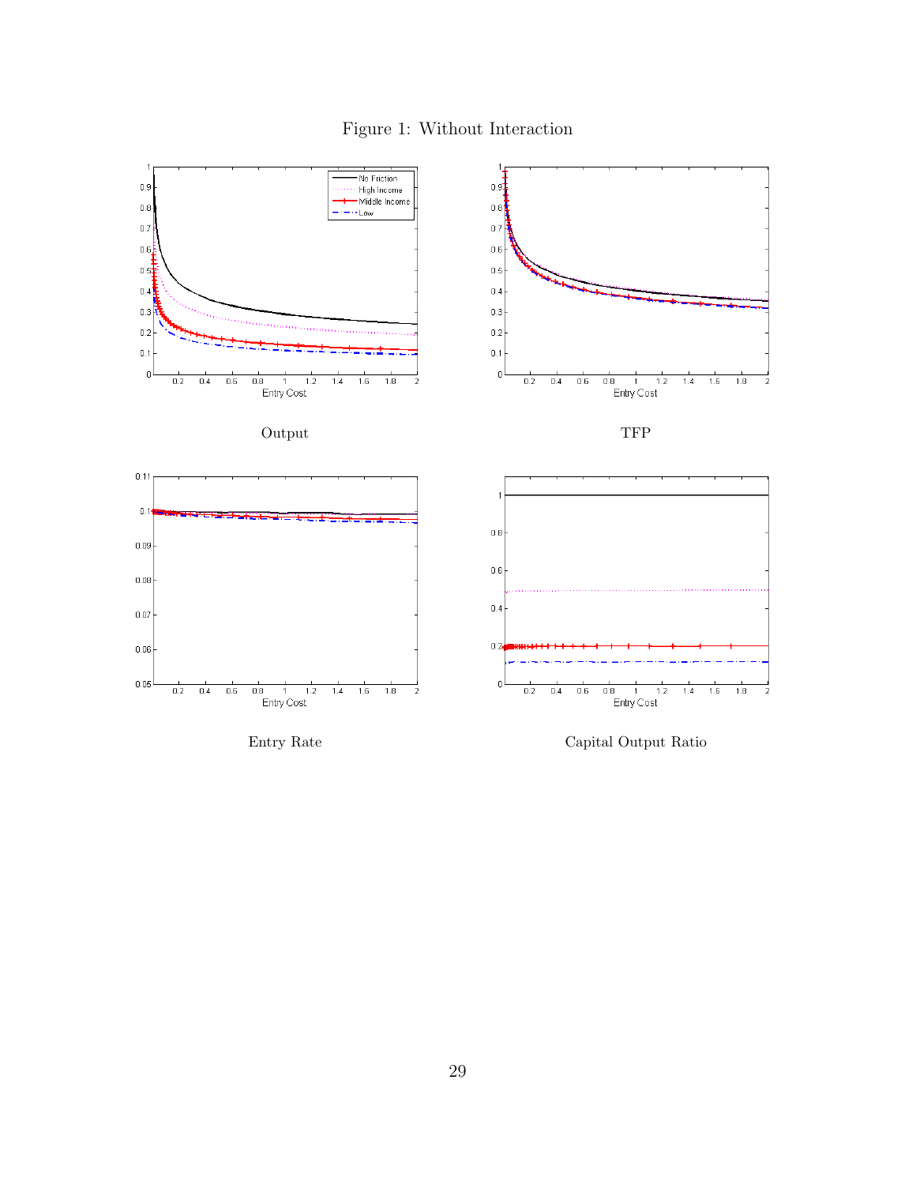Figure 1: Without Interaction

Output

TFP

Entry Rate

Capital Output Ratio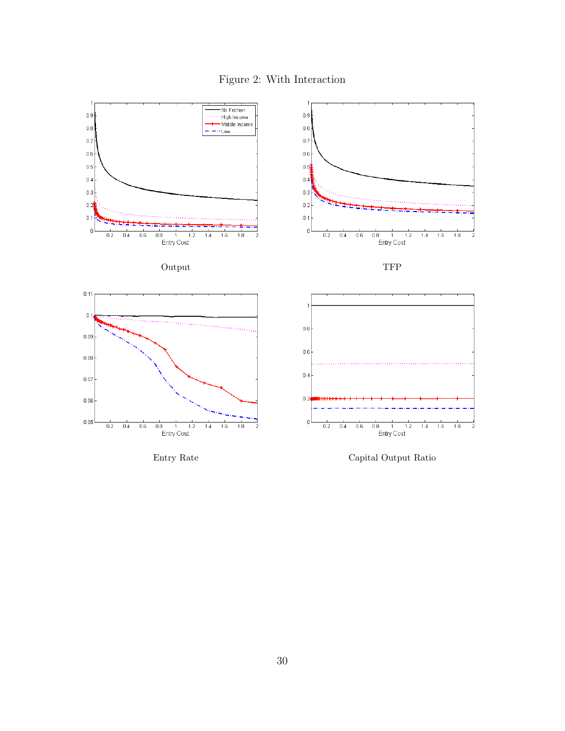Figure 2: With Interaction

Output

TFP

Entry Rate

Capital Output Ratio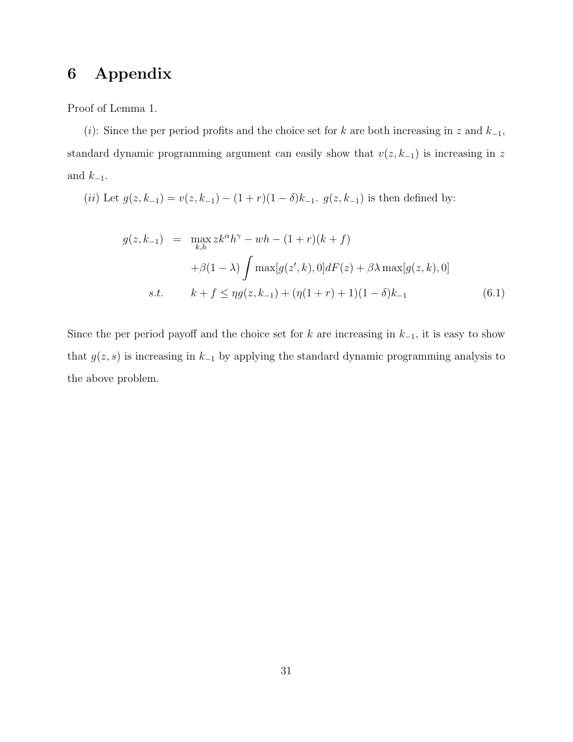# 6 Appendix

Proof of Lemma 1.

$(i)$: Since the per period profits and the choice set for $k$ are both increasing in $z$ and $k_{-1}$, standard dynamic programming argument can easily show that $v(z, k_{-1})$ is increasing in $z$ and $k_{-1}$.

$(ii)$ Let $g(z, k_{-1}) = v(z, k_{-1}) - (1 + r)(1 - \delta)k_{-1}$. $g(z, k_{-1})$ is then defined by:

$$
\begin{aligned}
g(z, k_{-1}) \quad = \quad & \max_{k,h} z k^{\alpha} h^{\gamma} - wh - (1 + r)(k + f) \\
& + \beta(1 - \lambda) \int \max[g(z', k), 0] dF(z) + \beta\lambda \max[g(z, k), 0] \\
s.t. \qquad & k + f \leq \eta g(z, k_{-1}) + (\eta(1 + r) + 1)(1 - \delta)k_{-1} \qquad (6.1)
\end{aligned}
$$

Since the per period payoff and the choice set for $k$ are increasing in $k_{-1}$, it is easy to show that $g(z, s)$ is increasing in $k_{-1}$ by applying the standard dynamic programming analysis to the above problem.